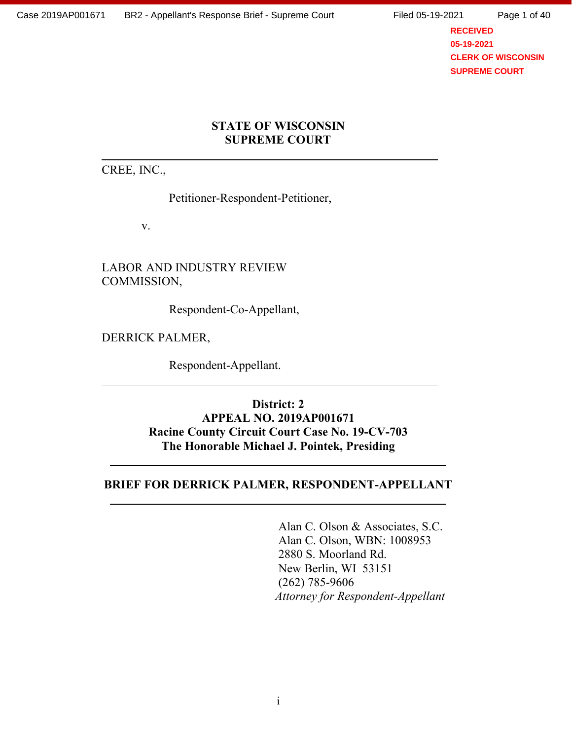**STATE OF WISCONSIN**
**SUPREME COURT**

---

CREE, INC.,

Petitioner-Respondent-Petitioner,

v.

LABOR AND INDUSTRY REVIEW COMMISSION,

Respondent-Co-Appellant,

DERRICK PALMER,

Respondent-Appellant.

---

**District: 2**
**APPEAL NO. 2019AP001671**
**Racine County Circuit Court Case No. 19-CV-703**
**The Honorable Michael J. Pointek, Presiding**

---

**BRIEF FOR DERRICK PALMER, RESPONDENT-APPELLANT**

---

Alan C. Olson & Associates, S.C.
Alan C. Olson, WBN: 1008953
2880 S. Moorland Rd.
New Berlin, WI 53151
(262) 785-9606
*Attorney for Respondent-Appellant*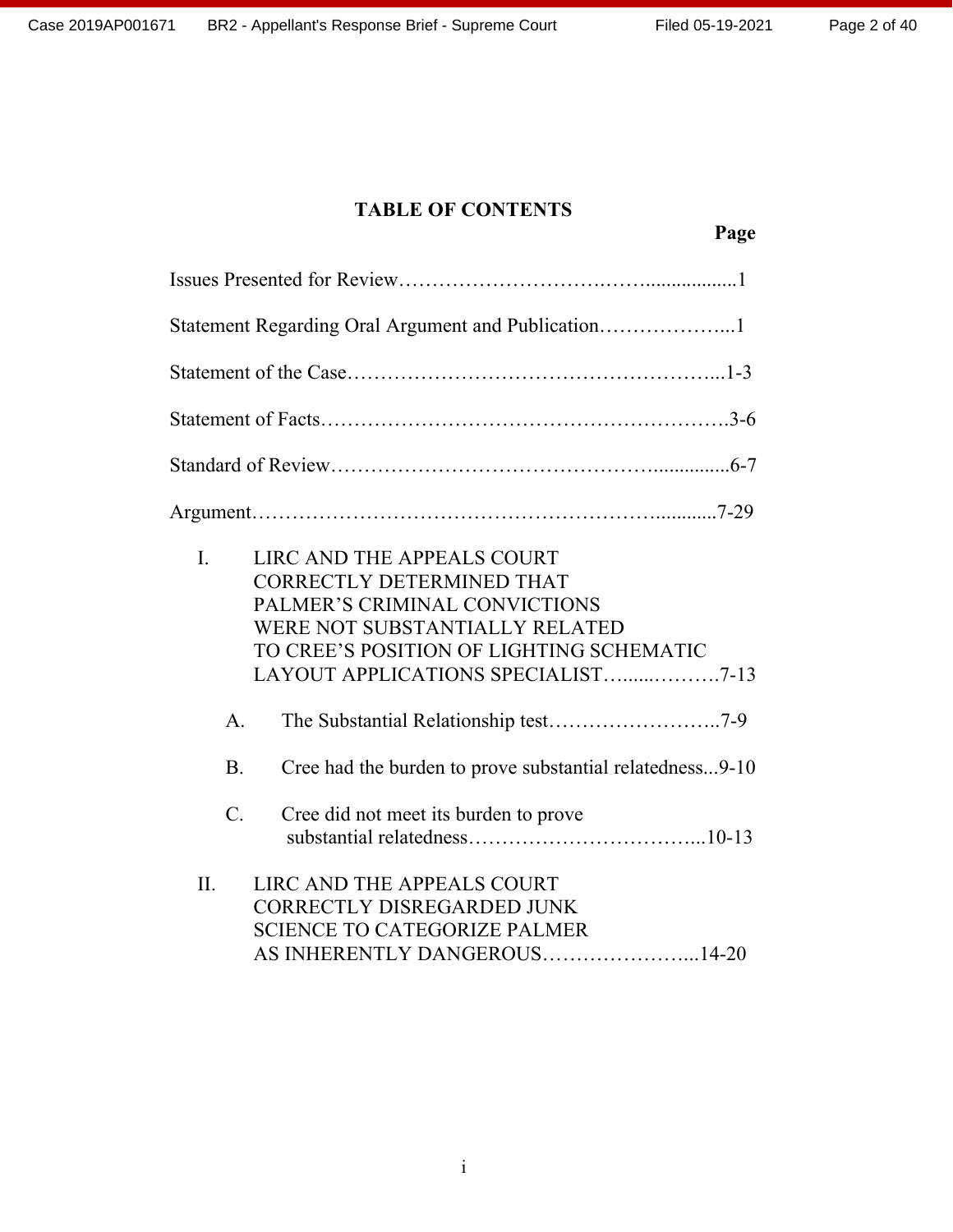## TABLE OF CONTENTS

**Page**

Issues Presented for Review……………………….……..................1

Statement Regarding Oral Argument and Publication………………...1

Statement of the Case………………………………………………...1-3

Statement of Facts…………………………………………………….3-6

Standard of Review………………………………………................6-7

Argument……………………………………………………............7-29

I. LIRC AND THE APPEALS COURT CORRECTLY DETERMINED THAT PALMER'S CRIMINAL CONVICTIONS WERE NOT SUBSTANTIALLY RELATED TO CREE'S POSITION OF LIGHTING SCHEMATIC LAYOUT APPLICATIONS SPECIALIST….....……….7-13

   A. The Substantial Relationship test……………………..7-9

   B. Cree had the burden to prove substantial relatedness...9-10

   C. Cree did not meet its burden to prove substantial relatedness……………………………...10-13

II. LIRC AND THE APPEALS COURT CORRECTLY DISREGARDED JUNK SCIENCE TO CATEGORIZE PALMER AS INHERENTLY DANGEROUS…………………...14-20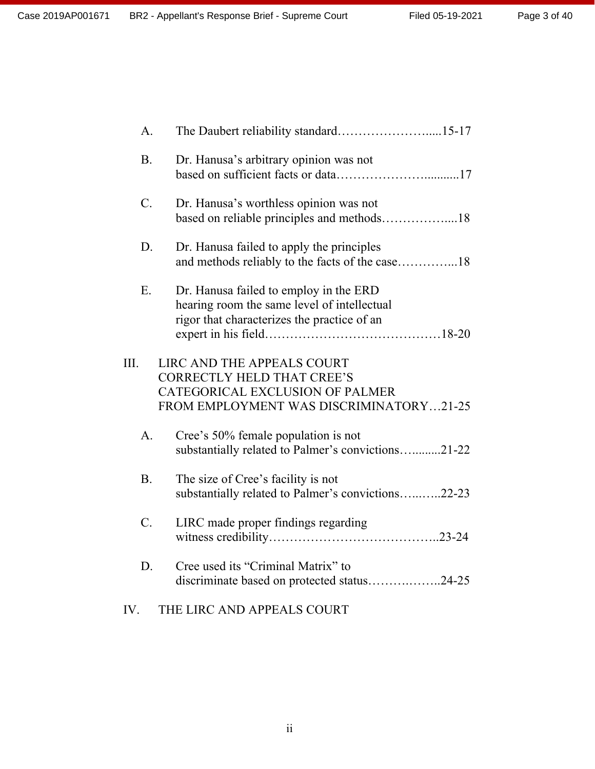A. The Daubert reliability standard…………………….....15-17

B. Dr. Hanusa's arbitrary opinion was not based on sufficient facts or data…………………..........17

C. Dr. Hanusa's worthless opinion was not based on reliable principles and methods……………....18

D. Dr. Hanusa failed to apply the principles and methods reliably to the facts of the case…………...18

E. Dr. Hanusa failed to employ in the ERD hearing room the same level of intellectual rigor that characterizes the practice of an expert in his field……………………………………18-20

III. LIRC AND THE APPEALS COURT CORRECTLY HELD THAT CREE'S CATEGORICAL EXCLUSION OF PALMER FROM EMPLOYMENT WAS DISCRIMINATORY…21-25

A. Cree's 50% female population is not substantially related to Palmer's convictions…........21-22

B. The size of Cree's facility is not substantially related to Palmer's convictions…...…..22-23

C. LIRC made proper findings regarding witness credibility…………………………………..23-24

D. Cree used its "Criminal Matrix" to discriminate based on protected status…….……..24-25

IV. THE LIRC AND APPEALS COURT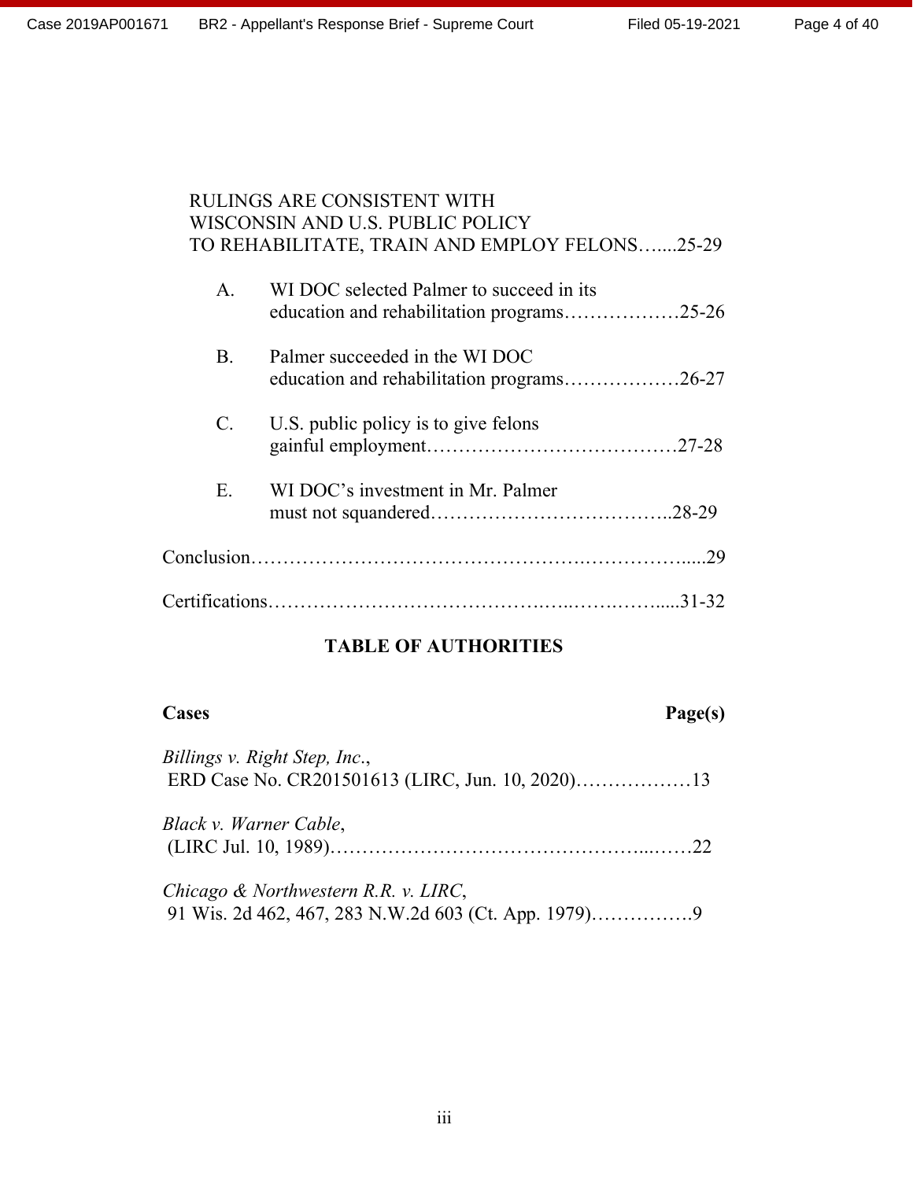RULINGS ARE CONSISTENT WITH WISCONSIN AND U.S. PUBLIC POLICY TO REHABILITATE, TRAIN AND EMPLOY FELONS…....25-29

- A. WI DOC selected Palmer to succeed in its education and rehabilitation programs………………25-26
- B. Palmer succeeded in the WI DOC education and rehabilitation programs………………26-27
- C. U.S. public policy is to give felons gainful employment…………………………………27-28
- E. WI DOC's investment in Mr. Palmer must not squandered………………………………..28-29

Conclusion…………………………………………….……………......29

Certifications…………………………………….…..…….……......31-32

## TABLE OF AUTHORITIES

**Cases** **Page(s)**

*Billings v. Right Step, Inc.*, ERD Case No. CR201501613 (LIRC, Jun. 10, 2020)………………13

*Black v. Warner Cable*, (LIRC Jul. 10, 1989)…………………………………………....……22

*Chicago & Northwestern R.R. v. LIRC*, 91 Wis. 2d 462, 467, 283 N.W.2d 603 (Ct. App. 1979)…………….9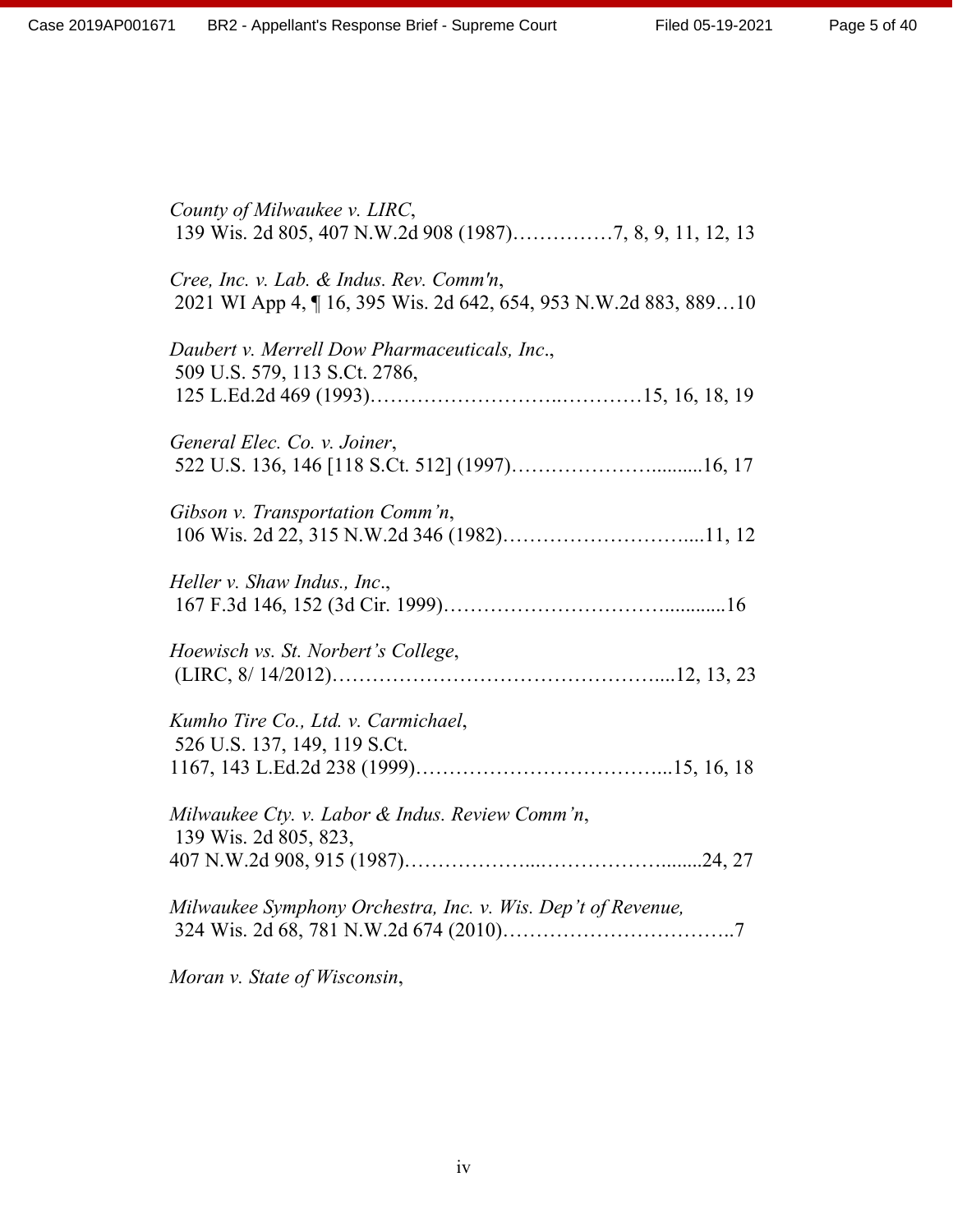*County of Milwaukee v. LIRC*,
139 Wis. 2d 805, 407 N.W.2d 908 (1987)……………7, 8, 9, 11, 12, 13

*Cree, Inc. v. Lab. & Indus. Rev. Comm'n*,
2021 WI App 4, ¶ 16, 395 Wis. 2d 642, 654, 953 N.W.2d 883, 889…10

*Daubert v. Merrell Dow Pharmaceuticals, Inc*.,
509 U.S. 579, 113 S.Ct. 2786,
125 L.Ed.2d 469 (1993)……………………..…………15, 16, 18, 19

*General Elec. Co. v. Joiner*,
522 U.S. 136, 146 [118 S.Ct. 512] (1997)………………….........16, 17

*Gibson v. Transportation Comm'n*,
106 Wis. 2d 22, 315 N.W.2d 346 (1982)………………………....11, 12

*Heller v. Shaw Indus., Inc*.,
167 F.3d 146, 152 (3d Cir. 1999)…………………………….............16

*Hoewisch vs. St. Norbert's College*,
(LIRC, 8/ 14/2012)…………………………………………....12, 13, 23

*Kumho Tire Co., Ltd. v. Carmichael*,
526 U.S. 137, 149, 119 S.Ct.
1167, 143 L.Ed.2d 238 (1999)………………………………...15, 16, 18

*Milwaukee Cty. v. Labor & Indus. Review Comm'n*,
139 Wis. 2d 805, 823,
407 N.W.2d 908, 915 (1987)………………...………………........24, 27

*Milwaukee Symphony Orchestra, Inc. v. Wis. Dep't of Revenue,*
324 Wis. 2d 68, 781 N.W.2d 674 (2010)……………………………..7

*Moran v. State of Wisconsin*,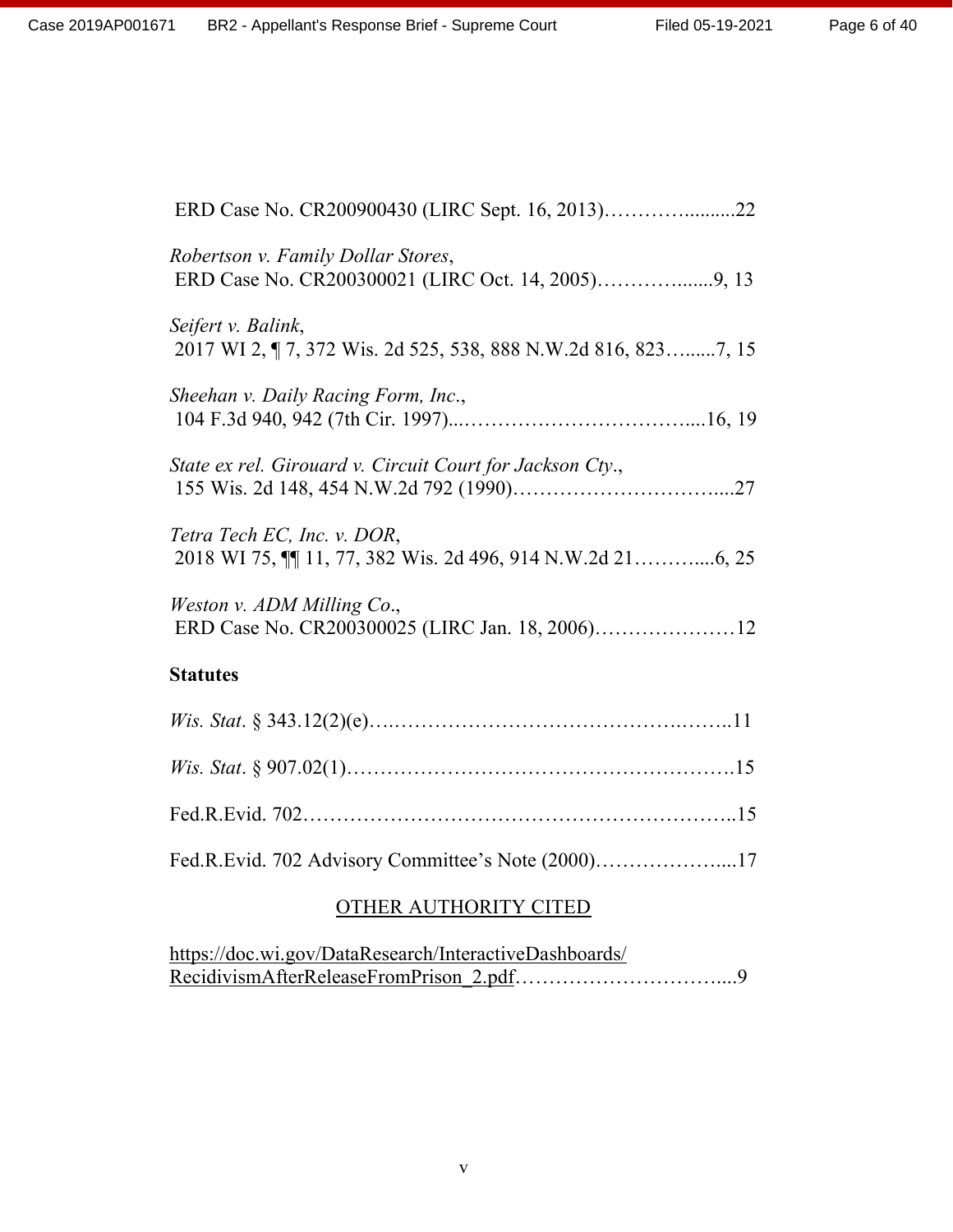ERD Case No. CR200900430 (LIRC Sept. 16, 2013)………….........22

*Robertson v. Family Dollar Stores*,
ERD Case No. CR200300021 (LIRC Oct. 14, 2005)……….......9, 13

*Seifert v. Balink*,
2017 WI 2, ¶ 7, 372 Wis. 2d 525, 538, 888 N.W.2d 816, 823…......7, 15

*Sheehan v. Daily Racing Form, Inc.*,
104 F.3d 940, 942 (7th Cir. 1997)...…………………………….....16, 19

*State ex rel. Girouard v. Circuit Court for Jackson Cty.*,
155 Wis. 2d 148, 454 N.W.2d 792 (1990)…………………………....27

*Tetra Tech EC, Inc. v. DOR*,
2018 WI 75, ¶¶ 11, 77, 382 Wis. 2d 496, 914 N.W.2d 21………....6, 25

*Weston v. ADM Milling Co.*,
ERD Case No. CR200300025 (LIRC Jan. 18, 2006)…………………12

**Statutes**

*Wis. Stat*. § 343.12(2)(e)…..……………………………………..……..11

*Wis. Stat*. § 907.02(1)………………………………………………….15

Fed.R.Evid. 702………………………………………………………..15

Fed.R.Evid. 702 Advisory Committee's Note (2000)……………….....17

OTHER AUTHORITY CITED

https://doc.wi.gov/DataResearch/InteractiveDashboards/RecidivismAfterReleaseFromPrison_2.pdf…………………………....9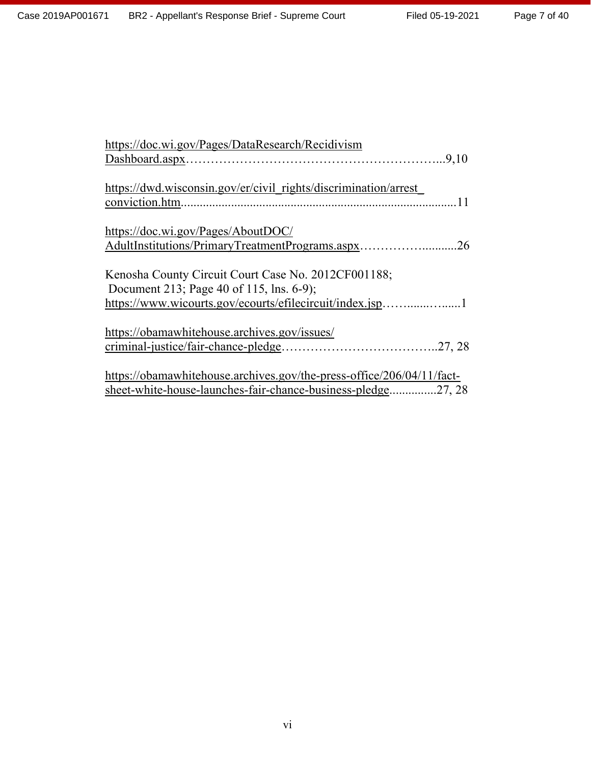https://doc.wi.gov/Pages/DataResearch/Recidivism Dashboard.aspx……………………………………………………...9,10

https://dwd.wisconsin.gov/er/civil_rights/discrimination/arrest_ conviction.htm.....................................................................................11

https://doc.wi.gov/Pages/AboutDOC/ AdultInstitutions/PrimaryTreatmentPrograms.aspx…………….........26

Kenosha County Circuit Court Case No. 2012CF001188; Document 213; Page 40 of 115, lns. 6-9); https://www.wicourts.gov/ecourts/efilecircuit/index.jsp……......….....1

https://obamawhitehouse.archives.gov/issues/ criminal-justice/fair-chance-pledge………………………………..27, 28

https://obamawhitehouse.archives.gov/the-press-office/206/04/11/fact-sheet-white-house-launches-fair-chance-business-pledge...............27, 28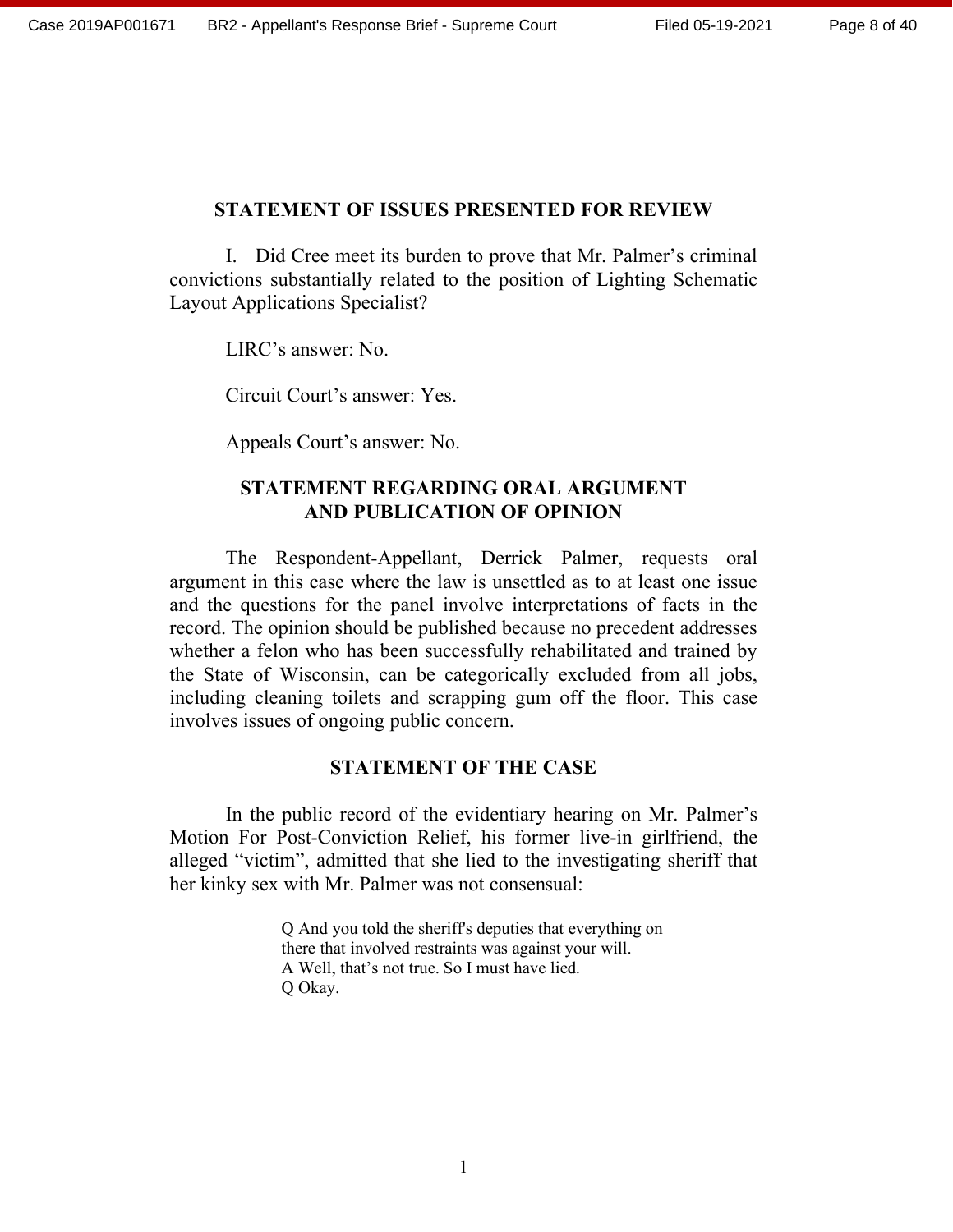## STATEMENT OF ISSUES PRESENTED FOR REVIEW

I. Did Cree meet its burden to prove that Mr. Palmer's criminal convictions substantially related to the position of Lighting Schematic Layout Applications Specialist?

LIRC's answer: No.

Circuit Court's answer: Yes.

Appeals Court's answer: No.

## STATEMENT REGARDING ORAL ARGUMENT AND PUBLICATION OF OPINION

The Respondent-Appellant, Derrick Palmer, requests oral argument in this case where the law is unsettled as to at least one issue and the questions for the panel involve interpretations of facts in the record. The opinion should be published because no precedent addresses whether a felon who has been successfully rehabilitated and trained by the State of Wisconsin, can be categorically excluded from all jobs, including cleaning toilets and scrapping gum off the floor. This case involves issues of ongoing public concern.

## STATEMENT OF THE CASE

In the public record of the evidentiary hearing on Mr. Palmer's Motion For Post-Conviction Relief, his former live-in girlfriend, the alleged "victim", admitted that she lied to the investigating sheriff that her kinky sex with Mr. Palmer was not consensual:

> Q And you told the sheriff's deputies that everything on there that involved restraints was against your will.
> A Well, that's not true. So I must have lied.
> Q Okay.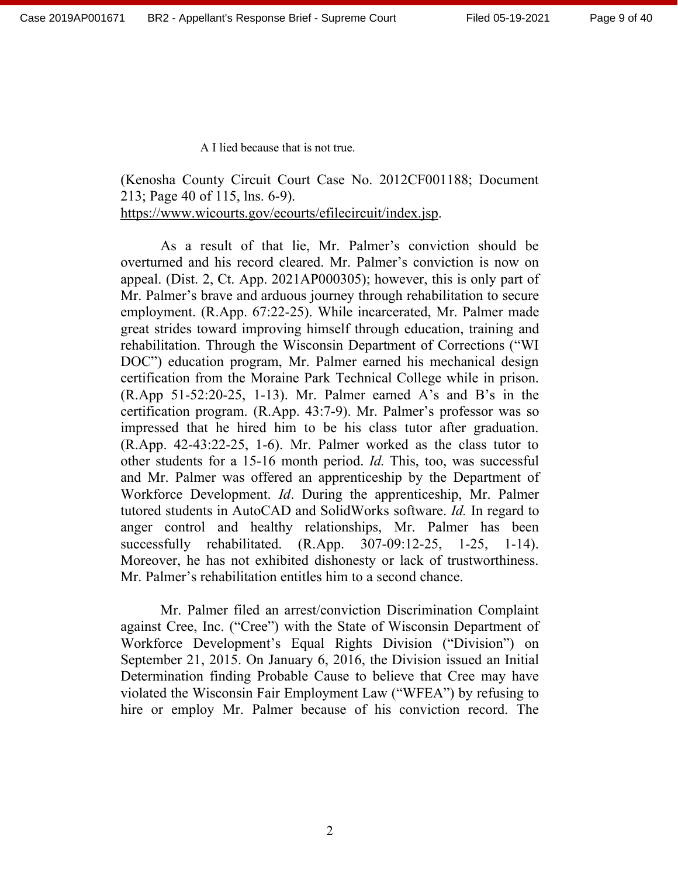A I lied because that is not true.

(Kenosha County Circuit Court Case No. 2012CF001188; Document 213; Page 40 of 115, lns. 6-9). https://www.wicourts.gov/ecourts/efilecircuit/index.jsp.

As a result of that lie, Mr. Palmer's conviction should be overturned and his record cleared. Mr. Palmer's conviction is now on appeal. (Dist. 2, Ct. App. 2021AP000305); however, this is only part of Mr. Palmer's brave and arduous journey through rehabilitation to secure employment. (R.App. 67:22-25). While incarcerated, Mr. Palmer made great strides toward improving himself through education, training and rehabilitation. Through the Wisconsin Department of Corrections ("WI DOC") education program, Mr. Palmer earned his mechanical design certification from the Moraine Park Technical College while in prison. (R.App 51-52:20-25, 1-13). Mr. Palmer earned A's and B's in the certification program. (R.App. 43:7-9). Mr. Palmer's professor was so impressed that he hired him to be his class tutor after graduation. (R.App. 42-43:22-25, 1-6). Mr. Palmer worked as the class tutor to other students for a 15-16 month period. *Id.* This, too, was successful and Mr. Palmer was offered an apprenticeship by the Department of Workforce Development. *Id*. During the apprenticeship, Mr. Palmer tutored students in AutoCAD and SolidWorks software. *Id.* In regard to anger control and healthy relationships, Mr. Palmer has been successfully rehabilitated. (R.App. 307-09:12-25, 1-25, 1-14). Moreover, he has not exhibited dishonesty or lack of trustworthiness. Mr. Palmer's rehabilitation entitles him to a second chance.

Mr. Palmer filed an arrest/conviction Discrimination Complaint against Cree, Inc. ("Cree") with the State of Wisconsin Department of Workforce Development's Equal Rights Division ("Division") on September 21, 2015. On January 6, 2016, the Division issued an Initial Determination finding Probable Cause to believe that Cree may have violated the Wisconsin Fair Employment Law ("WFEA") by refusing to hire or employ Mr. Palmer because of his conviction record. The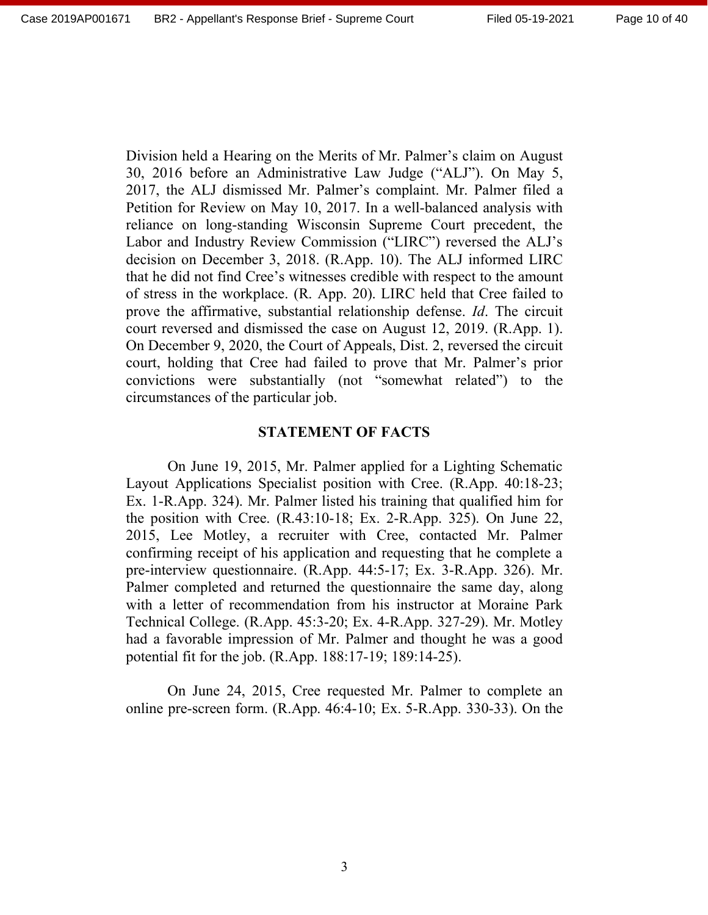Division held a Hearing on the Merits of Mr. Palmer's claim on August 30, 2016 before an Administrative Law Judge ("ALJ"). On May 5, 2017, the ALJ dismissed Mr. Palmer's complaint. Mr. Palmer filed a Petition for Review on May 10, 2017. In a well-balanced analysis with reliance on long-standing Wisconsin Supreme Court precedent, the Labor and Industry Review Commission ("LIRC") reversed the ALJ's decision on December 3, 2018. (R.App. 10). The ALJ informed LIRC that he did not find Cree's witnesses credible with respect to the amount of stress in the workplace. (R. App. 20). LIRC held that Cree failed to prove the affirmative, substantial relationship defense. *Id*. The circuit court reversed and dismissed the case on August 12, 2019. (R.App. 1). On December 9, 2020, the Court of Appeals, Dist. 2, reversed the circuit court, holding that Cree had failed to prove that Mr. Palmer's prior convictions were substantially (not "somewhat related") to the circumstances of the particular job.

## STATEMENT OF FACTS

On June 19, 2015, Mr. Palmer applied for a Lighting Schematic Layout Applications Specialist position with Cree. (R.App. 40:18-23; Ex. 1-R.App. 324). Mr. Palmer listed his training that qualified him for the position with Cree. (R.43:10-18; Ex. 2-R.App. 325). On June 22, 2015, Lee Motley, a recruiter with Cree, contacted Mr. Palmer confirming receipt of his application and requesting that he complete a pre-interview questionnaire. (R.App. 44:5-17; Ex. 3-R.App. 326). Mr. Palmer completed and returned the questionnaire the same day, along with a letter of recommendation from his instructor at Moraine Park Technical College. (R.App. 45:3-20; Ex. 4-R.App. 327-29). Mr. Motley had a favorable impression of Mr. Palmer and thought he was a good potential fit for the job. (R.App. 188:17-19; 189:14-25).

On June 24, 2015, Cree requested Mr. Palmer to complete an online pre-screen form. (R.App. 46:4-10; Ex. 5-R.App. 330-33). On the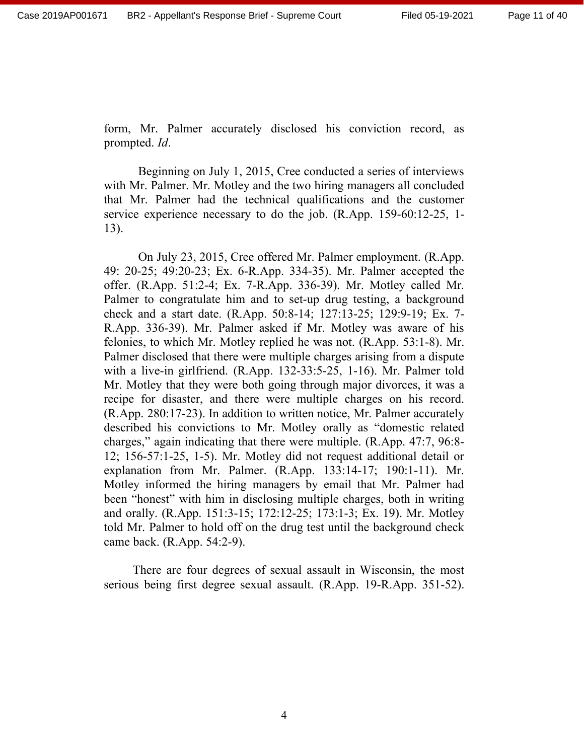form, Mr. Palmer accurately disclosed his conviction record, as prompted. *Id*.

Beginning on July 1, 2015, Cree conducted a series of interviews with Mr. Palmer. Mr. Motley and the two hiring managers all concluded that Mr. Palmer had the technical qualifications and the customer service experience necessary to do the job. (R.App. 159-60:12-25, 1-13).

On July 23, 2015, Cree offered Mr. Palmer employment. (R.App. 49: 20-25; 49:20-23; Ex. 6-R.App. 334-35). Mr. Palmer accepted the offer. (R.App. 51:2-4; Ex. 7-R.App. 336-39). Mr. Motley called Mr. Palmer to congratulate him and to set-up drug testing, a background check and a start date. (R.App. 50:8-14; 127:13-25; 129:9-19; Ex. 7-R.App. 336-39). Mr. Palmer asked if Mr. Motley was aware of his felonies, to which Mr. Motley replied he was not. (R.App. 53:1-8). Mr. Palmer disclosed that there were multiple charges arising from a dispute with a live-in girlfriend. (R.App. 132-33:5-25, 1-16). Mr. Palmer told Mr. Motley that they were both going through major divorces, it was a recipe for disaster, and there were multiple charges on his record. (R.App. 280:17-23). In addition to written notice, Mr. Palmer accurately described his convictions to Mr. Motley orally as "domestic related charges," again indicating that there were multiple. (R.App. 47:7, 96:8-12; 156-57:1-25, 1-5). Mr. Motley did not request additional detail or explanation from Mr. Palmer. (R.App. 133:14-17; 190:1-11). Mr. Motley informed the hiring managers by email that Mr. Palmer had been "honest" with him in disclosing multiple charges, both in writing and orally. (R.App. 151:3-15; 172:12-25; 173:1-3; Ex. 19). Mr. Motley told Mr. Palmer to hold off on the drug test until the background check came back. (R.App. 54:2-9).

There are four degrees of sexual assault in Wisconsin, the most serious being first degree sexual assault. (R.App. 19-R.App. 351-52).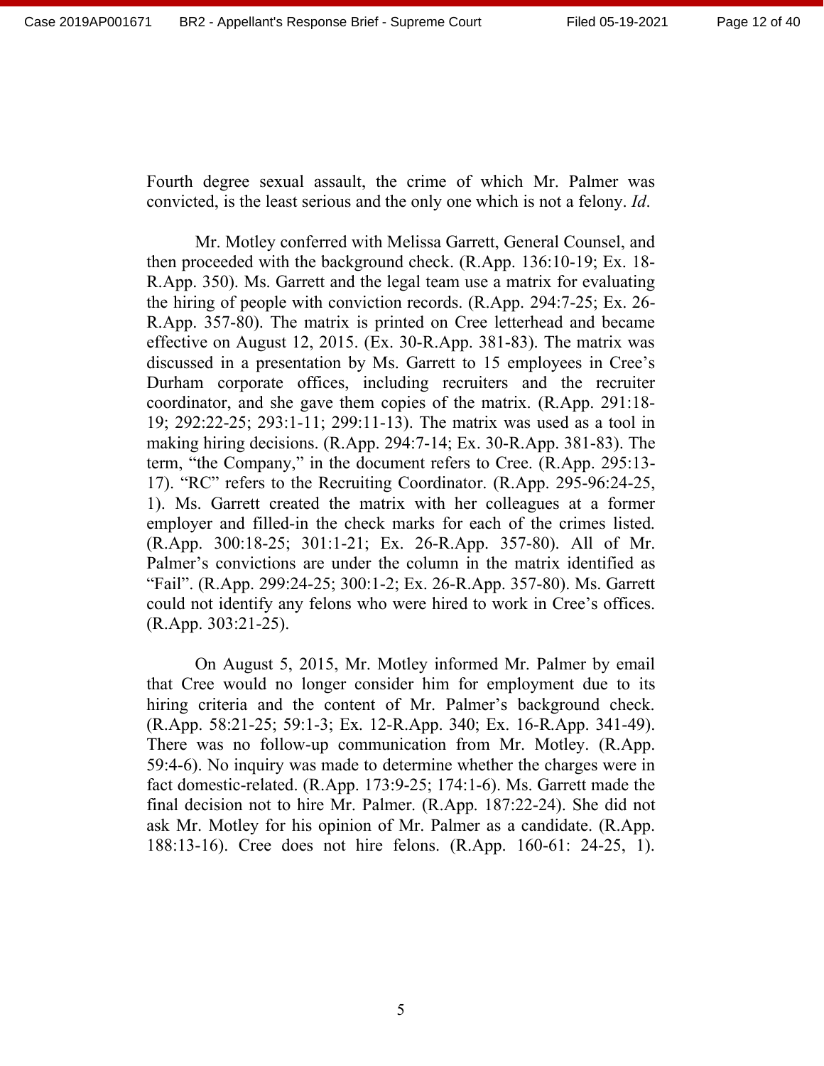Fourth degree sexual assault, the crime of which Mr. Palmer was convicted, is the least serious and the only one which is not a felony. *Id*.

Mr. Motley conferred with Melissa Garrett, General Counsel, and then proceeded with the background check. (R.App. 136:10-19; Ex. 18-R.App. 350). Ms. Garrett and the legal team use a matrix for evaluating the hiring of people with conviction records. (R.App. 294:7-25; Ex. 26-R.App. 357-80). The matrix is printed on Cree letterhead and became effective on August 12, 2015. (Ex. 30-R.App. 381-83). The matrix was discussed in a presentation by Ms. Garrett to 15 employees in Cree's Durham corporate offices, including recruiters and the recruiter coordinator, and she gave them copies of the matrix. (R.App. 291:18-19; 292:22-25; 293:1-11; 299:11-13). The matrix was used as a tool in making hiring decisions. (R.App. 294:7-14; Ex. 30-R.App. 381-83). The term, "the Company," in the document refers to Cree. (R.App. 295:13-17). "RC" refers to the Recruiting Coordinator. (R.App. 295-96:24-25, 1). Ms. Garrett created the matrix with her colleagues at a former employer and filled-in the check marks for each of the crimes listed. (R.App. 300:18-25; 301:1-21; Ex. 26-R.App. 357-80). All of Mr. Palmer's convictions are under the column in the matrix identified as "Fail". (R.App. 299:24-25; 300:1-2; Ex. 26-R.App. 357-80). Ms. Garrett could not identify any felons who were hired to work in Cree's offices. (R.App. 303:21-25).

On August 5, 2015, Mr. Motley informed Mr. Palmer by email that Cree would no longer consider him for employment due to its hiring criteria and the content of Mr. Palmer's background check. (R.App. 58:21-25; 59:1-3; Ex. 12-R.App. 340; Ex. 16-R.App. 341-49). There was no follow-up communication from Mr. Motley. (R.App. 59:4-6). No inquiry was made to determine whether the charges were in fact domestic-related. (R.App. 173:9-25; 174:1-6). Ms. Garrett made the final decision not to hire Mr. Palmer. (R.App. 187:22-24). She did not ask Mr. Motley for his opinion of Mr. Palmer as a candidate. (R.App. 188:13-16). Cree does not hire felons. (R.App. 160-61: 24-25, 1).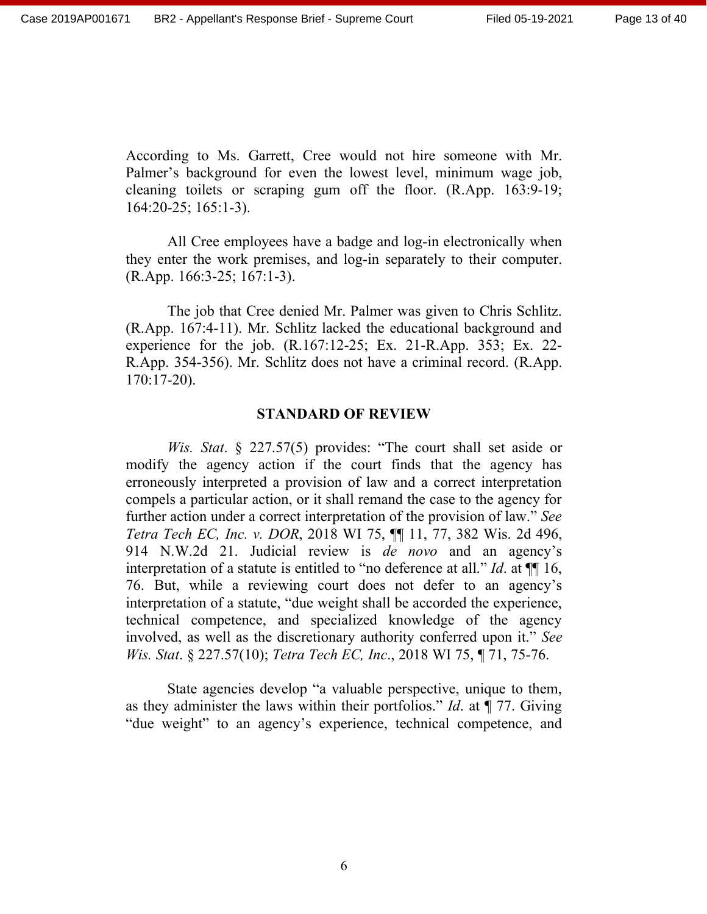According to Ms. Garrett, Cree would not hire someone with Mr. Palmer's background for even the lowest level, minimum wage job, cleaning toilets or scraping gum off the floor. (R.App. 163:9-19; 164:20-25; 165:1-3).

All Cree employees have a badge and log-in electronically when they enter the work premises, and log-in separately to their computer. (R.App. 166:3-25; 167:1-3).

The job that Cree denied Mr. Palmer was given to Chris Schlitz. (R.App. 167:4-11). Mr. Schlitz lacked the educational background and experience for the job. (R.167:12-25; Ex. 21-R.App. 353; Ex. 22-R.App. 354-356). Mr. Schlitz does not have a criminal record. (R.App. 170:17-20).

## STANDARD OF REVIEW

*Wis. Stat*. § 227.57(5) provides: "The court shall set aside or modify the agency action if the court finds that the agency has erroneously interpreted a provision of law and a correct interpretation compels a particular action, or it shall remand the case to the agency for further action under a correct interpretation of the provision of law." *See Tetra Tech EC, Inc. v. DOR*, 2018 WI 75, ¶¶ 11, 77, 382 Wis. 2d 496, 914 N.W.2d 21. Judicial review is *de novo* and an agency's interpretation of a statute is entitled to "no deference at all." *Id*. at ¶¶ 16, 76. But, while a reviewing court does not defer to an agency's interpretation of a statute, "due weight shall be accorded the experience, technical competence, and specialized knowledge of the agency involved, as well as the discretionary authority conferred upon it." *See Wis. Stat*. § 227.57(10); *Tetra Tech EC, Inc*., 2018 WI 75, ¶ 71, 75-76.

State agencies develop "a valuable perspective, unique to them, as they administer the laws within their portfolios." *Id*. at ¶ 77. Giving "due weight" to an agency's experience, technical competence, and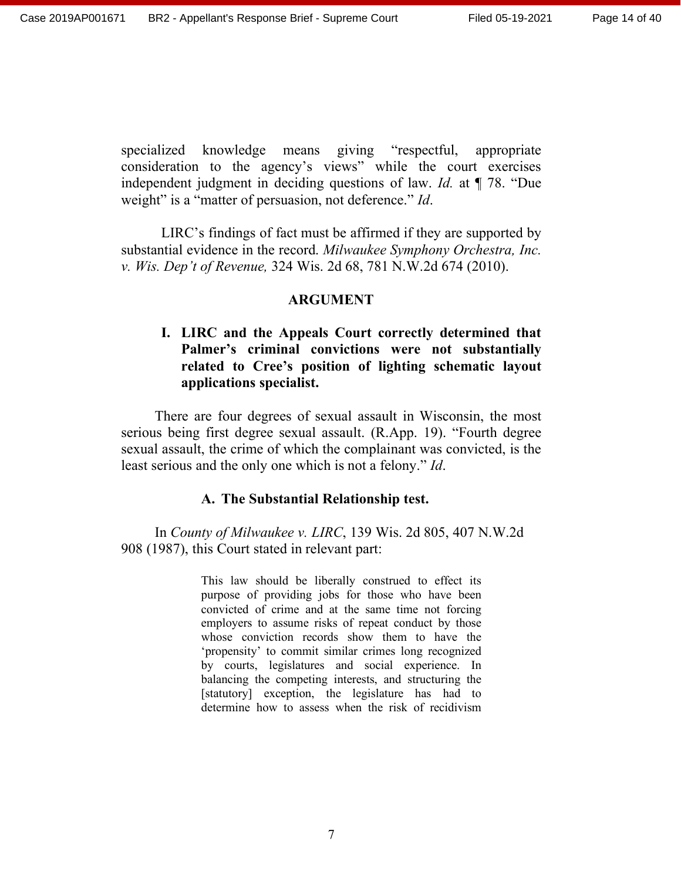specialized knowledge means giving "respectful, appropriate consideration to the agency's views" while the court exercises independent judgment in deciding questions of law. *Id.* at ¶ 78. "Due weight" is a "matter of persuasion, not deference." *Id*.

LIRC's findings of fact must be affirmed if they are supported by substantial evidence in the record. *Milwaukee Symphony Orchestra, Inc. v. Wis. Dep't of Revenue,* 324 Wis. 2d 68, 781 N.W.2d 674 (2010).

## ARGUMENT

### I. LIRC and the Appeals Court correctly determined that Palmer's criminal convictions were not substantially related to Cree's position of lighting schematic layout applications specialist.

There are four degrees of sexual assault in Wisconsin, the most serious being first degree sexual assault. (R.App. 19). "Fourth degree sexual assault, the crime of which the complainant was convicted, is the least serious and the only one which is not a felony." *Id*.

#### A. The Substantial Relationship test.

In *County of Milwaukee v. LIRC*, 139 Wis. 2d 805, 407 N.W.2d 908 (1987), this Court stated in relevant part:

> This law should be liberally construed to effect its purpose of providing jobs for those who have been convicted of crime and at the same time not forcing employers to assume risks of repeat conduct by those whose conviction records show them to have the 'propensity' to commit similar crimes long recognized by courts, legislatures and social experience. In balancing the competing interests, and structuring the [statutory] exception, the legislature has had to determine how to assess when the risk of recidivism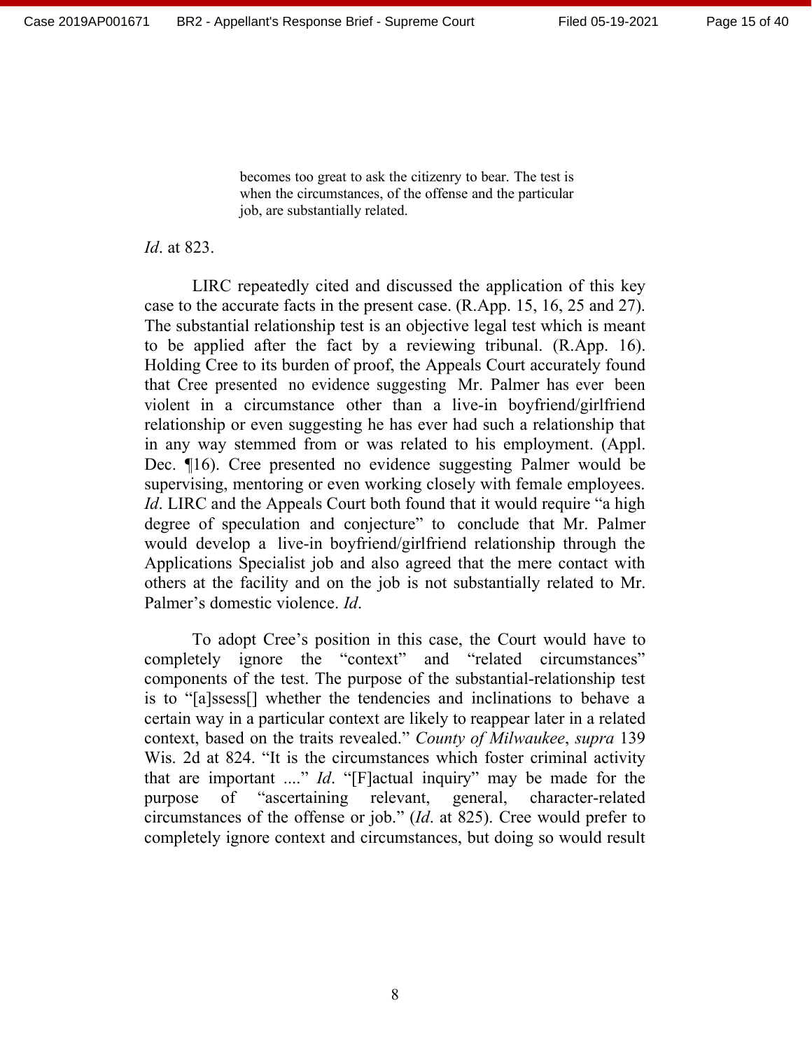> becomes too great to ask the citizenry to bear. The test is when the circumstances, of the offense and the particular job, are substantially related.

*Id*. at 823.

LIRC repeatedly cited and discussed the application of this key case to the accurate facts in the present case. (R.App. 15, 16, 25 and 27). The substantial relationship test is an objective legal test which is meant to be applied after the fact by a reviewing tribunal. (R.App. 16). Holding Cree to its burden of proof, the Appeals Court accurately found that Cree presented no evidence suggesting Mr. Palmer has ever been violent in a circumstance other than a live-in boyfriend/girlfriend relationship or even suggesting he has ever had such a relationship that in any way stemmed from or was related to his employment. (Appl. Dec. ¶16). Cree presented no evidence suggesting Palmer would be supervising, mentoring or even working closely with female employees. *Id*. LIRC and the Appeals Court both found that it would require "a high degree of speculation and conjecture" to conclude that Mr. Palmer would develop a live-in boyfriend/girlfriend relationship through the Applications Specialist job and also agreed that the mere contact with others at the facility and on the job is not substantially related to Mr. Palmer's domestic violence. *Id*.

To adopt Cree's position in this case, the Court would have to completely ignore the "context" and "related circumstances" components of the test. The purpose of the substantial-relationship test is to "[a]ssess[] whether the tendencies and inclinations to behave a certain way in a particular context are likely to reappear later in a related context, based on the traits revealed." *County of Milwaukee*, *supra* 139 Wis. 2d at 824. "It is the circumstances which foster criminal activity that are important ...." *Id*. "[F]actual inquiry" may be made for the purpose of "ascertaining relevant, general, character-related circumstances of the offense or job." (*Id*. at 825). Cree would prefer to completely ignore context and circumstances, but doing so would result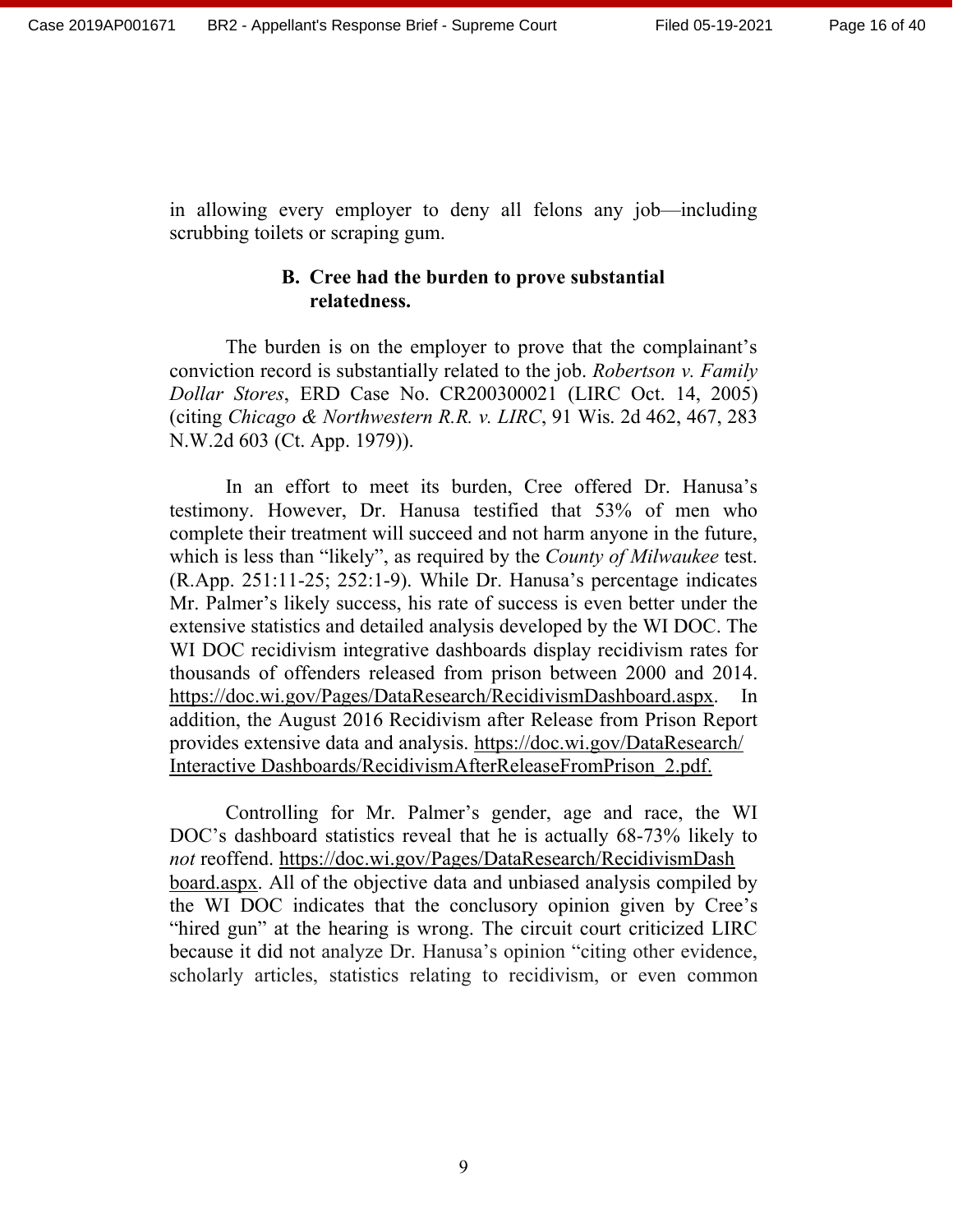in allowing every employer to deny all felons any job—including scrubbing toilets or scraping gum.

### B. Cree had the burden to prove substantial relatedness.

The burden is on the employer to prove that the complainant's conviction record is substantially related to the job. *Robertson v. Family Dollar Stores*, ERD Case No. CR200300021 (LIRC Oct. 14, 2005) (citing *Chicago & Northwestern R.R. v. LIRC*, 91 Wis. 2d 462, 467, 283 N.W.2d 603 (Ct. App. 1979)).

In an effort to meet its burden, Cree offered Dr. Hanusa's testimony. However, Dr. Hanusa testified that 53% of men who complete their treatment will succeed and not harm anyone in the future, which is less than "likely", as required by the *County of Milwaukee* test. (R.App. 251:11-25; 252:1-9). While Dr. Hanusa's percentage indicates Mr. Palmer's likely success, his rate of success is even better under the extensive statistics and detailed analysis developed by the WI DOC. The WI DOC recidivism integrative dashboards display recidivism rates for thousands of offenders released from prison between 2000 and 2014. https://doc.wi.gov/Pages/DataResearch/RecidivismDashboard.aspx. In addition, the August 2016 Recidivism after Release from Prison Report provides extensive data and analysis. https://doc.wi.gov/DataResearch/Interactive Dashboards/RecidivismAfterReleaseFromPrison_2.pdf.

Controlling for Mr. Palmer's gender, age and race, the WI DOC's dashboard statistics reveal that he is actually 68-73% likely to *not* reoffend. https://doc.wi.gov/Pages/DataResearch/RecidivismDashboard.aspx. All of the objective data and unbiased analysis compiled by the WI DOC indicates that the conclusory opinion given by Cree's "hired gun" at the hearing is wrong. The circuit court criticized LIRC because it did not analyze Dr. Hanusa's opinion "citing other evidence, scholarly articles, statistics relating to recidivism, or even common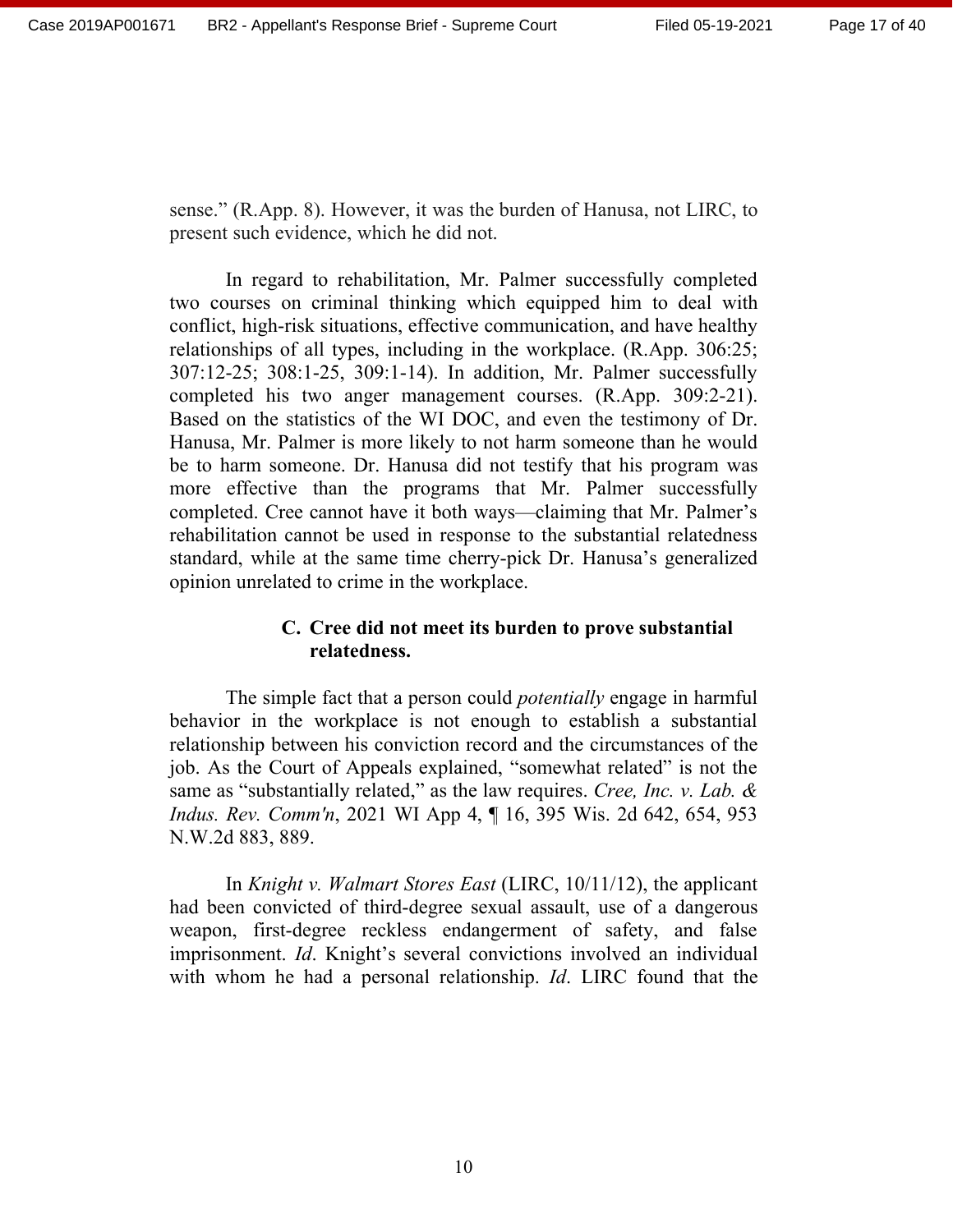sense." (R.App. 8). However, it was the burden of Hanusa, not LIRC, to present such evidence, which he did not.

In regard to rehabilitation, Mr. Palmer successfully completed two courses on criminal thinking which equipped him to deal with conflict, high-risk situations, effective communication, and have healthy relationships of all types, including in the workplace. (R.App. 306:25; 307:12-25; 308:1-25, 309:1-14). In addition, Mr. Palmer successfully completed his two anger management courses. (R.App. 309:2-21). Based on the statistics of the WI DOC, and even the testimony of Dr. Hanusa, Mr. Palmer is more likely to not harm someone than he would be to harm someone. Dr. Hanusa did not testify that his program was more effective than the programs that Mr. Palmer successfully completed. Cree cannot have it both ways—claiming that Mr. Palmer's rehabilitation cannot be used in response to the substantial relatedness standard, while at the same time cherry-pick Dr. Hanusa's generalized opinion unrelated to crime in the workplace.

### C. Cree did not meet its burden to prove substantial relatedness.

The simple fact that a person could *potentially* engage in harmful behavior in the workplace is not enough to establish a substantial relationship between his conviction record and the circumstances of the job. As the Court of Appeals explained, "somewhat related" is not the same as "substantially related," as the law requires. *Cree, Inc. v. Lab. & Indus. Rev. Comm'n*, 2021 WI App 4, ¶ 16, 395 Wis. 2d 642, 654, 953 N.W.2d 883, 889.

In *Knight v. Walmart Stores East* (LIRC, 10/11/12), the applicant had been convicted of third-degree sexual assault, use of a dangerous weapon, first-degree reckless endangerment of safety, and false imprisonment. *Id*. Knight's several convictions involved an individual with whom he had a personal relationship. *Id*. LIRC found that the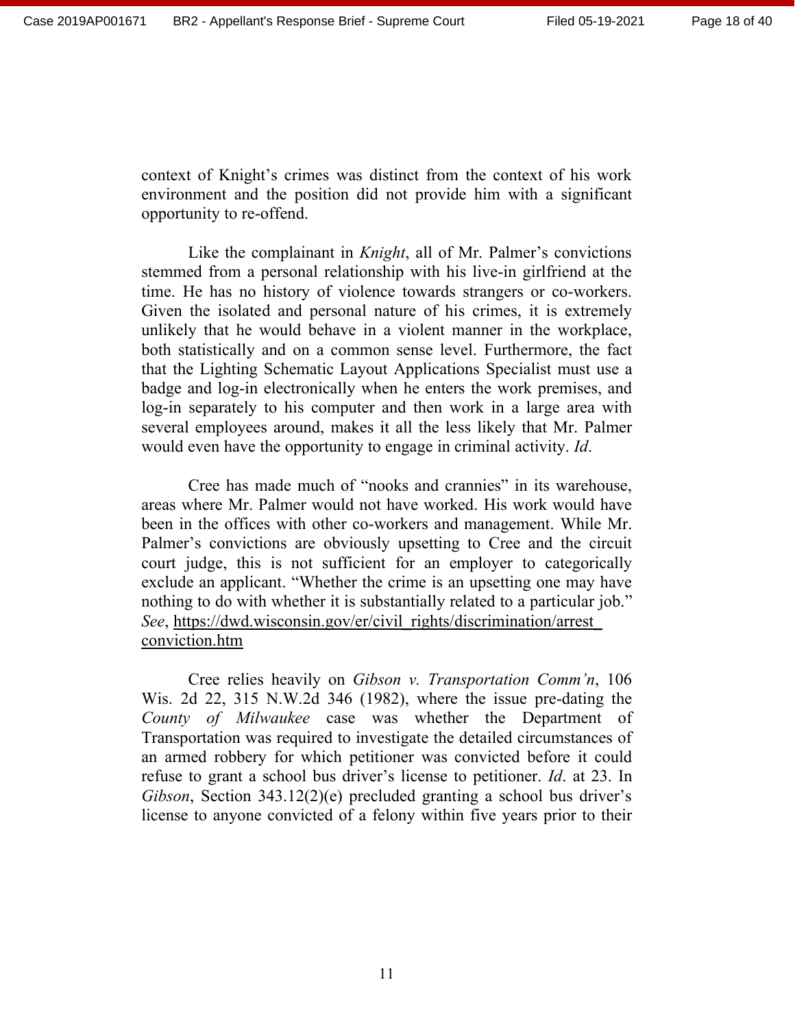context of Knight's crimes was distinct from the context of his work environment and the position did not provide him with a significant opportunity to re-offend.

Like the complainant in *Knight*, all of Mr. Palmer's convictions stemmed from a personal relationship with his live-in girlfriend at the time. He has no history of violence towards strangers or co-workers. Given the isolated and personal nature of his crimes, it is extremely unlikely that he would behave in a violent manner in the workplace, both statistically and on a common sense level. Furthermore, the fact that the Lighting Schematic Layout Applications Specialist must use a badge and log-in electronically when he enters the work premises, and log-in separately to his computer and then work in a large area with several employees around, makes it all the less likely that Mr. Palmer would even have the opportunity to engage in criminal activity. *Id*.

Cree has made much of "nooks and crannies" in its warehouse, areas where Mr. Palmer would not have worked. His work would have been in the offices with other co-workers and management. While Mr. Palmer's convictions are obviously upsetting to Cree and the circuit court judge, this is not sufficient for an employer to categorically exclude an applicant. "Whether the crime is an upsetting one may have nothing to do with whether it is substantially related to a particular job." *See*, https://dwd.wisconsin.gov/er/civil_rights/discrimination/arrest_conviction.htm

Cree relies heavily on *Gibson v. Transportation Comm'n*, 106 Wis. 2d 22, 315 N.W.2d 346 (1982), where the issue pre-dating the *County of Milwaukee* case was whether the Department of Transportation was required to investigate the detailed circumstances of an armed robbery for which petitioner was convicted before it could refuse to grant a school bus driver's license to petitioner. *Id*. at 23. In *Gibson*, Section 343.12(2)(e) precluded granting a school bus driver's license to anyone convicted of a felony within five years prior to their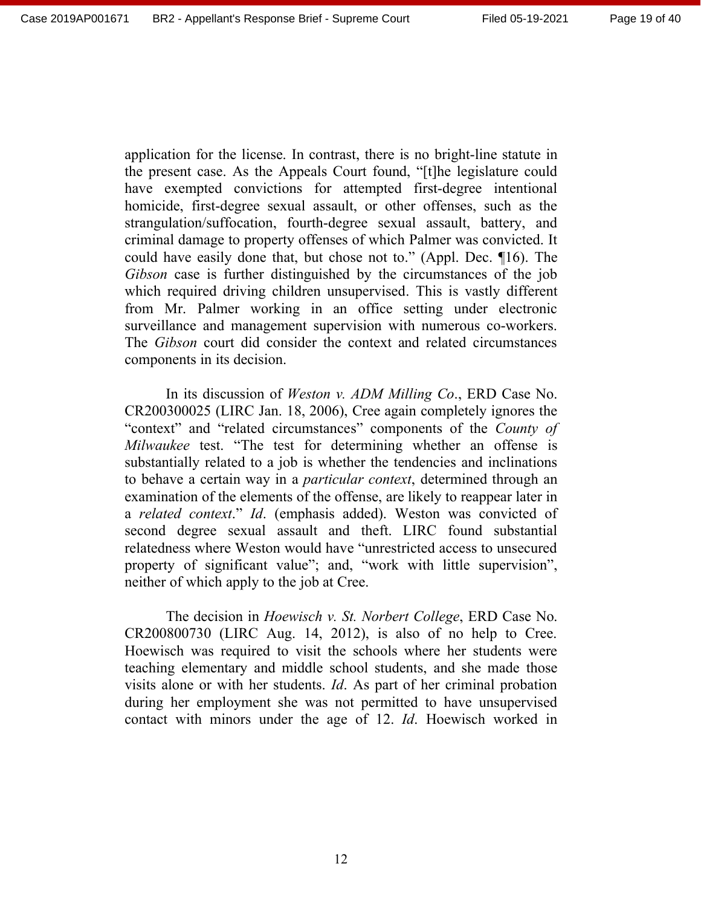application for the license. In contrast, there is no bright-line statute in the present case. As the Appeals Court found, "[t]he legislature could have exempted convictions for attempted first-degree intentional homicide, first-degree sexual assault, or other offenses, such as the strangulation/suffocation, fourth-degree sexual assault, battery, and criminal damage to property offenses of which Palmer was convicted. It could have easily done that, but chose not to." (Appl. Dec. ¶16). The *Gibson* case is further distinguished by the circumstances of the job which required driving children unsupervised. This is vastly different from Mr. Palmer working in an office setting under electronic surveillance and management supervision with numerous co-workers. The *Gibson* court did consider the context and related circumstances components in its decision.

In its discussion of *Weston v. ADM Milling Co.*, ERD Case No. CR200300025 (LIRC Jan. 18, 2006), Cree again completely ignores the "context" and "related circumstances" components of the *County of Milwaukee* test. "The test for determining whether an offense is substantially related to a job is whether the tendencies and inclinations to behave a certain way in a *particular context*, determined through an examination of the elements of the offense, are likely to reappear later in a *related context*." *Id*. (emphasis added). Weston was convicted of second degree sexual assault and theft. LIRC found substantial relatedness where Weston would have "unrestricted access to unsecured property of significant value"; and, "work with little supervision", neither of which apply to the job at Cree.

The decision in *Hoewisch v. St. Norbert College*, ERD Case No. CR200800730 (LIRC Aug. 14, 2012), is also of no help to Cree. Hoewisch was required to visit the schools where her students were teaching elementary and middle school students, and she made those visits alone or with her students. *Id*. As part of her criminal probation during her employment she was not permitted to have unsupervised contact with minors under the age of 12. *Id*. Hoewisch worked in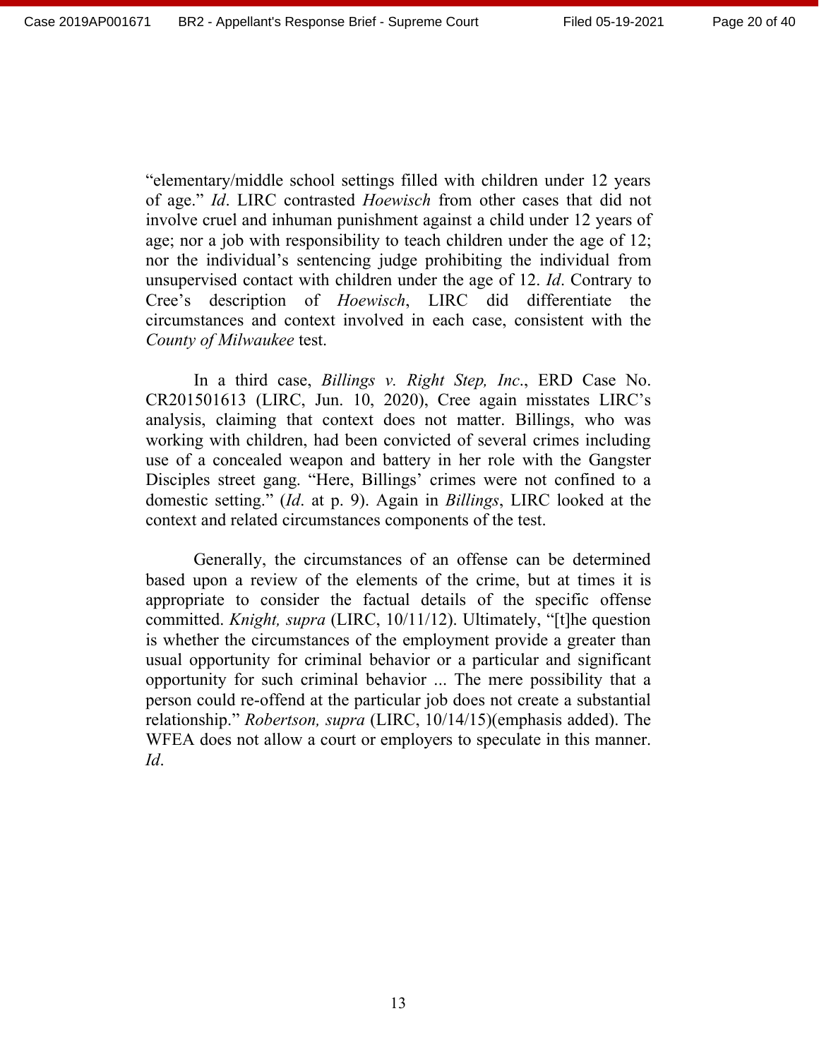"elementary/middle school settings filled with children under 12 years of age." *Id*. LIRC contrasted *Hoewisch* from other cases that did not involve cruel and inhuman punishment against a child under 12 years of age; nor a job with responsibility to teach children under the age of 12; nor the individual's sentencing judge prohibiting the individual from unsupervised contact with children under the age of 12. *Id*. Contrary to Cree's description of *Hoewisch*, LIRC did differentiate the circumstances and context involved in each case, consistent with the *County of Milwaukee* test.

In a third case, *Billings v. Right Step, Inc*., ERD Case No. CR201501613 (LIRC, Jun. 10, 2020), Cree again misstates LIRC's analysis, claiming that context does not matter. Billings, who was working with children, had been convicted of several crimes including use of a concealed weapon and battery in her role with the Gangster Disciples street gang. "Here, Billings' crimes were not confined to a domestic setting." (*Id*. at p. 9). Again in *Billings*, LIRC looked at the context and related circumstances components of the test.

Generally, the circumstances of an offense can be determined based upon a review of the elements of the crime, but at times it is appropriate to consider the factual details of the specific offense committed. *Knight, supra* (LIRC, 10/11/12). Ultimately, "[t]he question is whether the circumstances of the employment provide a greater than usual opportunity for criminal behavior or a particular and significant opportunity for such criminal behavior ... The mere possibility that a person could re-offend at the particular job does not create a substantial relationship." *Robertson, supra* (LIRC, 10/14/15)(emphasis added). The WFEA does not allow a court or employers to speculate in this manner. *Id*.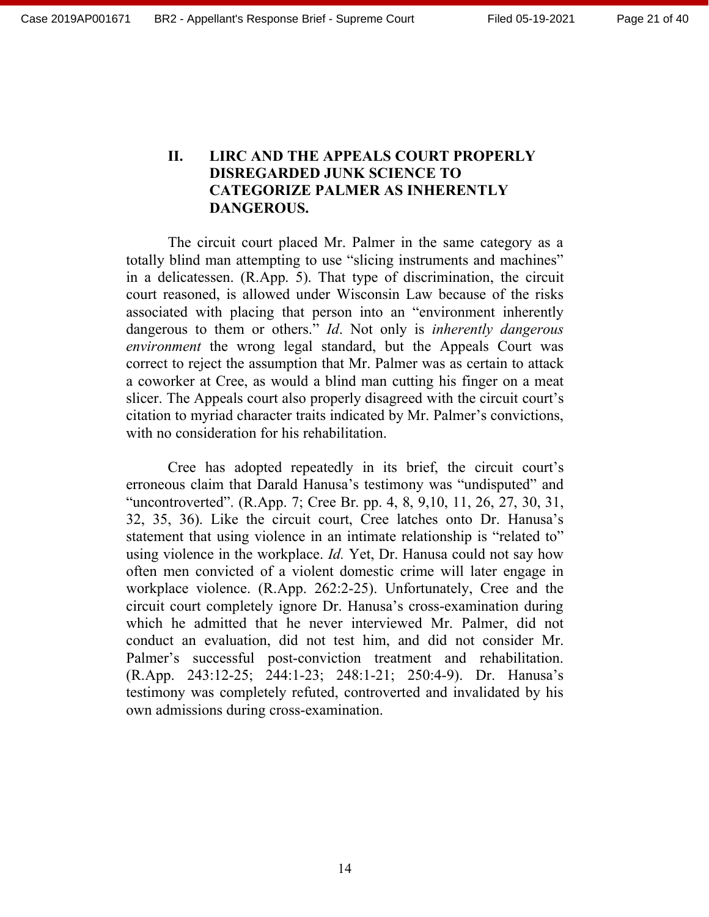## II. LIRC AND THE APPEALS COURT PROPERLY DISREGARDED JUNK SCIENCE TO CATEGORIZE PALMER AS INHERENTLY DANGEROUS.

The circuit court placed Mr. Palmer in the same category as a totally blind man attempting to use "slicing instruments and machines" in a delicatessen. (R.App. 5). That type of discrimination, the circuit court reasoned, is allowed under Wisconsin Law because of the risks associated with placing that person into an "environment inherently dangerous to them or others." *Id*. Not only is *inherently dangerous environment* the wrong legal standard, but the Appeals Court was correct to reject the assumption that Mr. Palmer was as certain to attack a coworker at Cree, as would a blind man cutting his finger on a meat slicer. The Appeals court also properly disagreed with the circuit court's citation to myriad character traits indicated by Mr. Palmer's convictions, with no consideration for his rehabilitation.

Cree has adopted repeatedly in its brief, the circuit court's erroneous claim that Darald Hanusa's testimony was "undisputed" and "uncontroverted". (R.App. 7; Cree Br. pp. 4, 8, 9,10, 11, 26, 27, 30, 31, 32, 35, 36). Like the circuit court, Cree latches onto Dr. Hanusa's statement that using violence in an intimate relationship is "related to" using violence in the workplace. *Id.* Yet, Dr. Hanusa could not say how often men convicted of a violent domestic crime will later engage in workplace violence. (R.App. 262:2-25). Unfortunately, Cree and the circuit court completely ignore Dr. Hanusa's cross-examination during which he admitted that he never interviewed Mr. Palmer, did not conduct an evaluation, did not test him, and did not consider Mr. Palmer's successful post-conviction treatment and rehabilitation. (R.App. 243:12-25; 244:1-23; 248:1-21; 250:4-9). Dr. Hanusa's testimony was completely refuted, controverted and invalidated by his own admissions during cross-examination.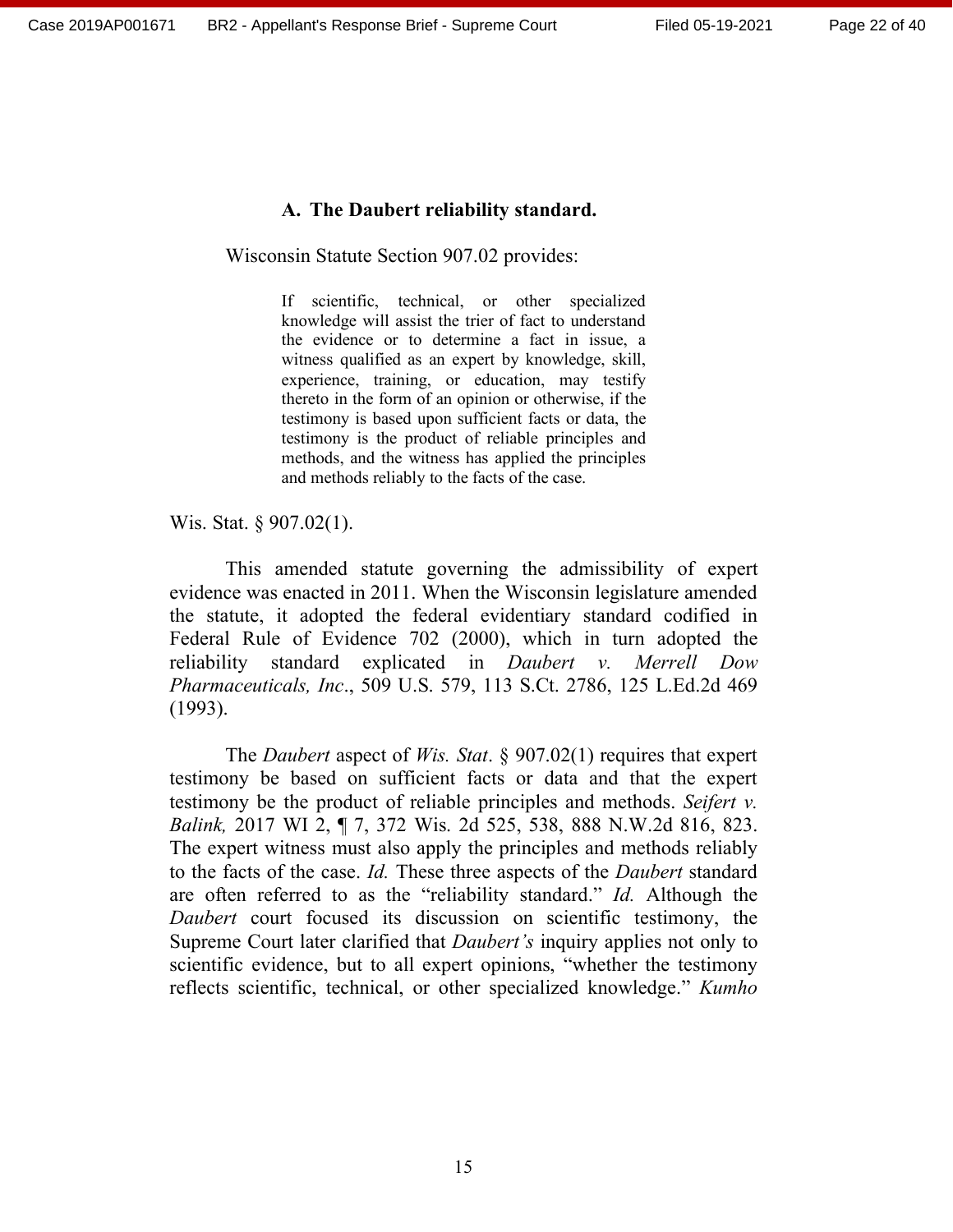### A. The Daubert reliability standard.

Wisconsin Statute Section 907.02 provides:

> If scientific, technical, or other specialized knowledge will assist the trier of fact to understand the evidence or to determine a fact in issue, a witness qualified as an expert by knowledge, skill, experience, training, or education, may testify thereto in the form of an opinion or otherwise, if the testimony is based upon sufficient facts or data, the testimony is the product of reliable principles and methods, and the witness has applied the principles and methods reliably to the facts of the case.

Wis. Stat. § 907.02(1).

This amended statute governing the admissibility of expert evidence was enacted in 2011. When the Wisconsin legislature amended the statute, it adopted the federal evidentiary standard codified in Federal Rule of Evidence 702 (2000), which in turn adopted the reliability standard explicated in *Daubert v. Merrell Dow Pharmaceuticals, Inc*., 509 U.S. 579, 113 S.Ct. 2786, 125 L.Ed.2d 469 (1993).

The *Daubert* aspect of *Wis. Stat*. § 907.02(1) requires that expert testimony be based on sufficient facts or data and that the expert testimony be the product of reliable principles and methods. *Seifert v. Balink,* 2017 WI 2, ¶ 7, 372 Wis. 2d 525, 538, 888 N.W.2d 816, 823. The expert witness must also apply the principles and methods reliably to the facts of the case. *Id.* These three aspects of the *Daubert* standard are often referred to as the "reliability standard." *Id.* Although the *Daubert* court focused its discussion on scientific testimony, the Supreme Court later clarified that *Daubert's* inquiry applies not only to scientific evidence, but to all expert opinions, "whether the testimony reflects scientific, technical, or other specialized knowledge." *Kumho*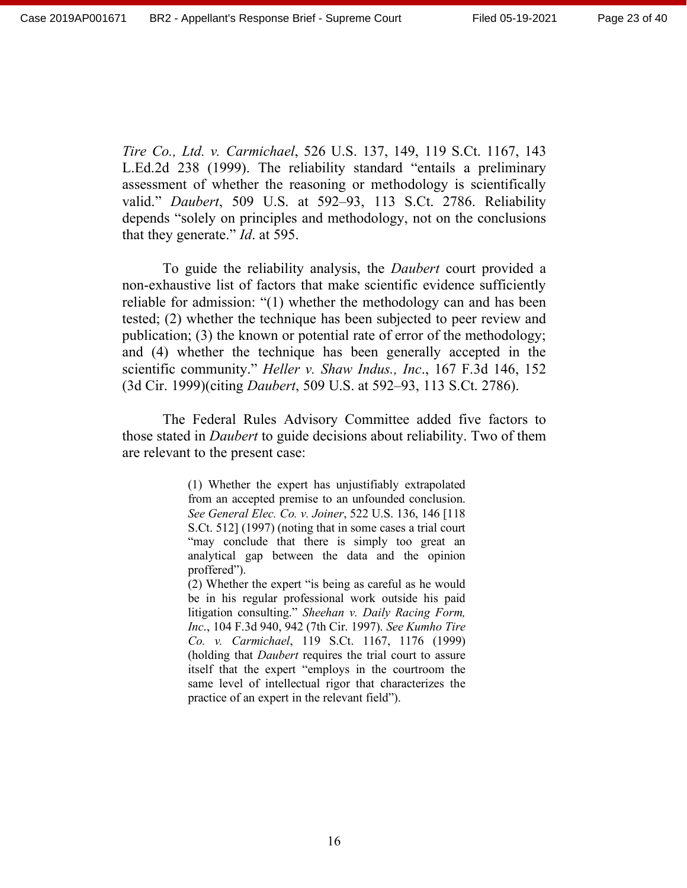*Tire Co., Ltd. v. Carmichael*, 526 U.S. 137, 149, 119 S.Ct. 1167, 143 L.Ed.2d 238 (1999). The reliability standard "entails a preliminary assessment of whether the reasoning or methodology is scientifically valid." *Daubert*, 509 U.S. at 592–93, 113 S.Ct. 2786. Reliability depends "solely on principles and methodology, not on the conclusions that they generate." *Id*. at 595.

To guide the reliability analysis, the *Daubert* court provided a non-exhaustive list of factors that make scientific evidence sufficiently reliable for admission: "(1) whether the methodology can and has been tested; (2) whether the technique has been subjected to peer review and publication; (3) the known or potential rate of error of the methodology; and (4) whether the technique has been generally accepted in the scientific community." *Heller v. Shaw Indus., Inc*., 167 F.3d 146, 152 (3d Cir. 1999)(citing *Daubert*, 509 U.S. at 592–93, 113 S.Ct. 2786).

The Federal Rules Advisory Committee added five factors to those stated in *Daubert* to guide decisions about reliability. Two of them are relevant to the present case:

> (1) Whether the expert has unjustifiably extrapolated from an accepted premise to an unfounded conclusion. *See General Elec. Co. v. Joiner*, 522 U.S. 136, 146 [118 S.Ct. 512] (1997) (noting that in some cases a trial court "may conclude that there is simply too great an analytical gap between the data and the opinion proffered").
>
> (2) Whether the expert "is being as careful as he would be in his regular professional work outside his paid litigation consulting." *Sheehan v. Daily Racing Form, Inc*., 104 F.3d 940, 942 (7th Cir. 1997). *See Kumho Tire Co. v. Carmichael*, 119 S.Ct. 1167, 1176 (1999) (holding that *Daubert* requires the trial court to assure itself that the expert "employs in the courtroom the same level of intellectual rigor that characterizes the practice of an expert in the relevant field").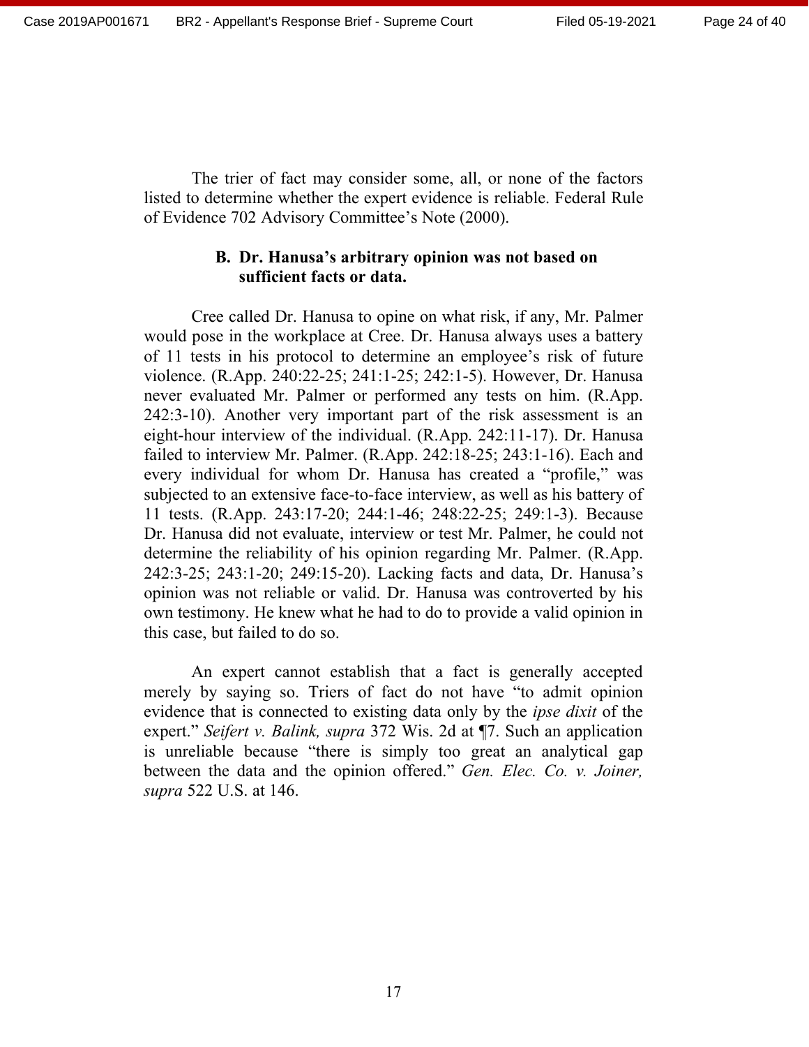The trier of fact may consider some, all, or none of the factors listed to determine whether the expert evidence is reliable. Federal Rule of Evidence 702 Advisory Committee's Note (2000).

### B. Dr. Hanusa's arbitrary opinion was not based on sufficient facts or data.

Cree called Dr. Hanusa to opine on what risk, if any, Mr. Palmer would pose in the workplace at Cree. Dr. Hanusa always uses a battery of 11 tests in his protocol to determine an employee's risk of future violence. (R.App. 240:22-25; 241:1-25; 242:1-5). However, Dr. Hanusa never evaluated Mr. Palmer or performed any tests on him. (R.App. 242:3-10). Another very important part of the risk assessment is an eight-hour interview of the individual. (R.App. 242:11-17). Dr. Hanusa failed to interview Mr. Palmer. (R.App. 242:18-25; 243:1-16). Each and every individual for whom Dr. Hanusa has created a "profile," was subjected to an extensive face-to-face interview, as well as his battery of 11 tests. (R.App. 243:17-20; 244:1-46; 248:22-25; 249:1-3). Because Dr. Hanusa did not evaluate, interview or test Mr. Palmer, he could not determine the reliability of his opinion regarding Mr. Palmer. (R.App. 242:3-25; 243:1-20; 249:15-20). Lacking facts and data, Dr. Hanusa's opinion was not reliable or valid. Dr. Hanusa was controverted by his own testimony. He knew what he had to do to provide a valid opinion in this case, but failed to do so.

An expert cannot establish that a fact is generally accepted merely by saying so. Triers of fact do not have "to admit opinion evidence that is connected to existing data only by the *ipse dixit* of the expert." *Seifert v. Balink, supra* 372 Wis. 2d at ¶7. Such an application is unreliable because "there is simply too great an analytical gap between the data and the opinion offered." *Gen. Elec. Co. v. Joiner, supra* 522 U.S. at 146.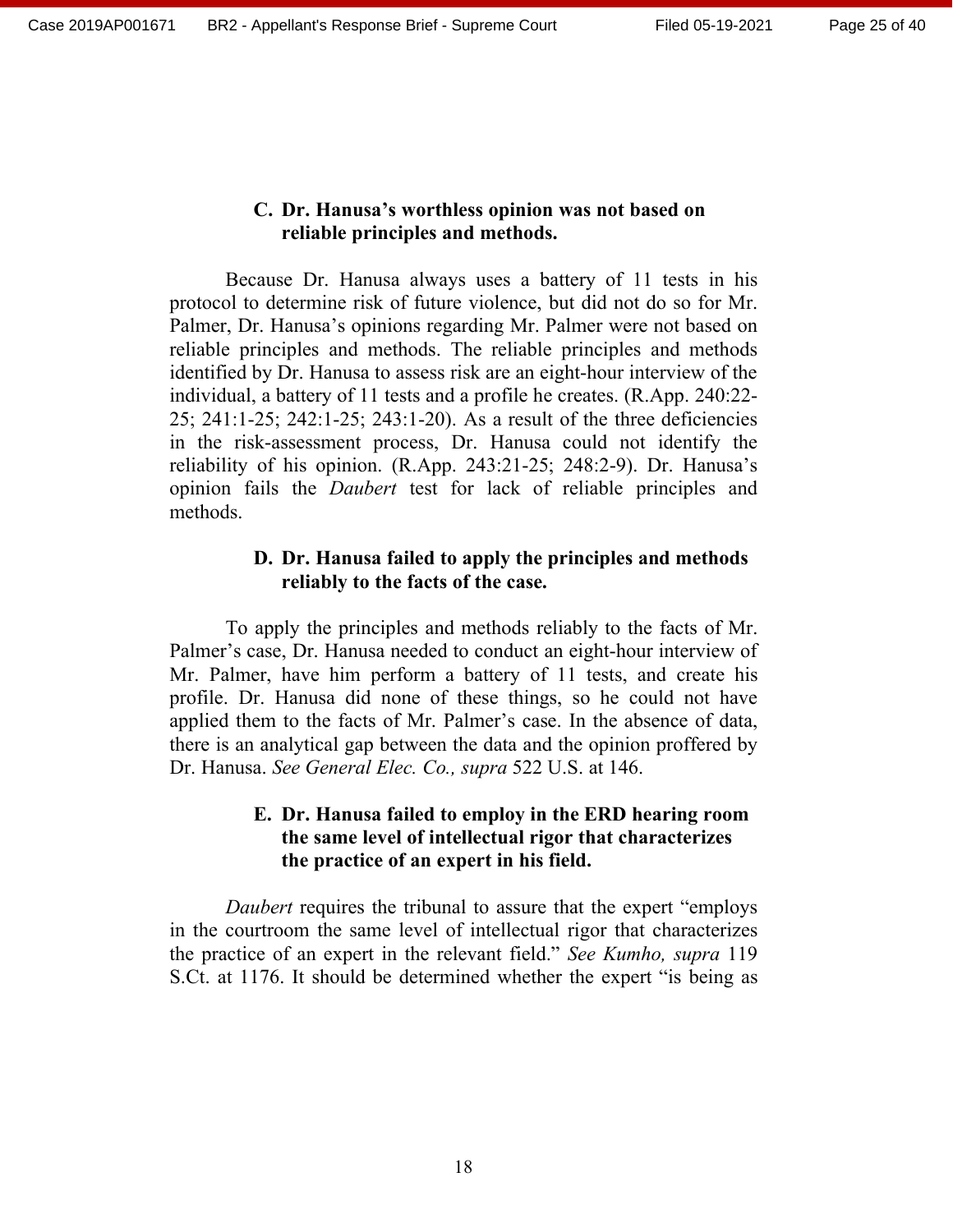### C. Dr. Hanusa's worthless opinion was not based on reliable principles and methods.

Because Dr. Hanusa always uses a battery of 11 tests in his protocol to determine risk of future violence, but did not do so for Mr. Palmer, Dr. Hanusa's opinions regarding Mr. Palmer were not based on reliable principles and methods. The reliable principles and methods identified by Dr. Hanusa to assess risk are an eight-hour interview of the individual, a battery of 11 tests and a profile he creates. (R.App. 240:22-25; 241:1-25; 242:1-25; 243:1-20). As a result of the three deficiencies in the risk-assessment process, Dr. Hanusa could not identify the reliability of his opinion. (R.App. 243:21-25; 248:2-9). Dr. Hanusa's opinion fails the *Daubert* test for lack of reliable principles and methods.

### D. Dr. Hanusa failed to apply the principles and methods reliably to the facts of the case.

To apply the principles and methods reliably to the facts of Mr. Palmer's case, Dr. Hanusa needed to conduct an eight-hour interview of Mr. Palmer, have him perform a battery of 11 tests, and create his profile. Dr. Hanusa did none of these things, so he could not have applied them to the facts of Mr. Palmer's case. In the absence of data, there is an analytical gap between the data and the opinion proffered by Dr. Hanusa. *See General Elec. Co., supra* 522 U.S. at 146.

### E. Dr. Hanusa failed to employ in the ERD hearing room the same level of intellectual rigor that characterizes the practice of an expert in his field.

*Daubert* requires the tribunal to assure that the expert "employs in the courtroom the same level of intellectual rigor that characterizes the practice of an expert in the relevant field." *See Kumho, supra* 119 S.Ct. at 1176. It should be determined whether the expert "is being as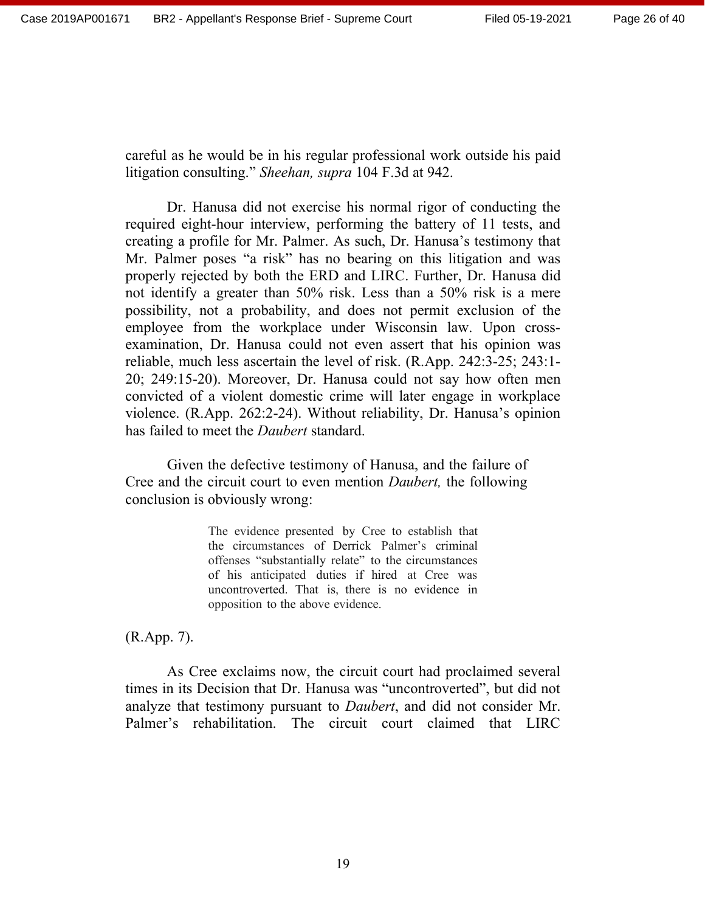careful as he would be in his regular professional work outside his paid litigation consulting." *Sheehan, supra* 104 F.3d at 942.

Dr. Hanusa did not exercise his normal rigor of conducting the required eight-hour interview, performing the battery of 11 tests, and creating a profile for Mr. Palmer. As such, Dr. Hanusa's testimony that Mr. Palmer poses "a risk" has no bearing on this litigation and was properly rejected by both the ERD and LIRC. Further, Dr. Hanusa did not identify a greater than 50% risk. Less than a 50% risk is a mere possibility, not a probability, and does not permit exclusion of the employee from the workplace under Wisconsin law. Upon cross-examination, Dr. Hanusa could not even assert that his opinion was reliable, much less ascertain the level of risk. (R.App. 242:3-25; 243:1-20; 249:15-20). Moreover, Dr. Hanusa could not say how often men convicted of a violent domestic crime will later engage in workplace violence. (R.App. 262:2-24). Without reliability, Dr. Hanusa's opinion has failed to meet the *Daubert* standard.

Given the defective testimony of Hanusa, and the failure of Cree and the circuit court to even mention *Daubert,* the following conclusion is obviously wrong:

> The evidence presented by Cree to establish that the circumstances of Derrick Palmer's criminal offenses "substantially relate" to the circumstances of his anticipated duties if hired at Cree was uncontroverted. That is, there is no evidence in opposition to the above evidence.

(R.App. 7).

As Cree exclaims now, the circuit court had proclaimed several times in its Decision that Dr. Hanusa was "uncontroverted", but did not analyze that testimony pursuant to *Daubert*, and did not consider Mr. Palmer's rehabilitation. The circuit court claimed that LIRC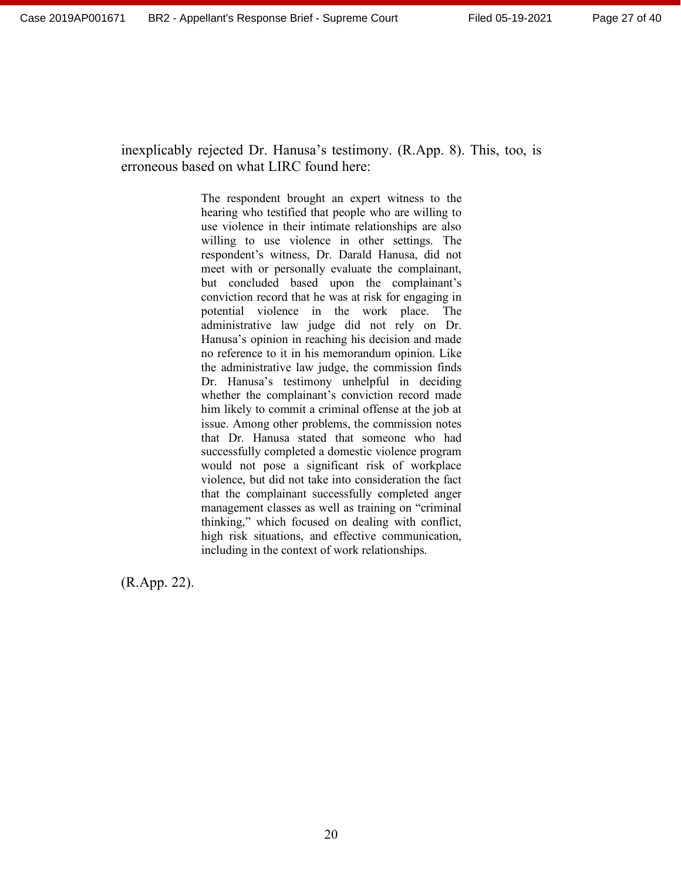inexplicably rejected Dr. Hanusa's testimony. (R.App. 8). This, too, is erroneous based on what LIRC found here:

> The respondent brought an expert witness to the hearing who testified that people who are willing to use violence in their intimate relationships are also willing to use violence in other settings. The respondent's witness, Dr. Darald Hanusa, did not meet with or personally evaluate the complainant, but concluded based upon the complainant's conviction record that he was at risk for engaging in potential violence in the work place. The administrative law judge did not rely on Dr. Hanusa's opinion in reaching his decision and made no reference to it in his memorandum opinion. Like the administrative law judge, the commission finds Dr. Hanusa's testimony unhelpful in deciding whether the complainant's conviction record made him likely to commit a criminal offense at the job at issue. Among other problems, the commission notes that Dr. Hanusa stated that someone who had successfully completed a domestic violence program would not pose a significant risk of workplace violence, but did not take into consideration the fact that the complainant successfully completed anger management classes as well as training on "criminal thinking," which focused on dealing with conflict, high risk situations, and effective communication, including in the context of work relationships.

(R.App. 22).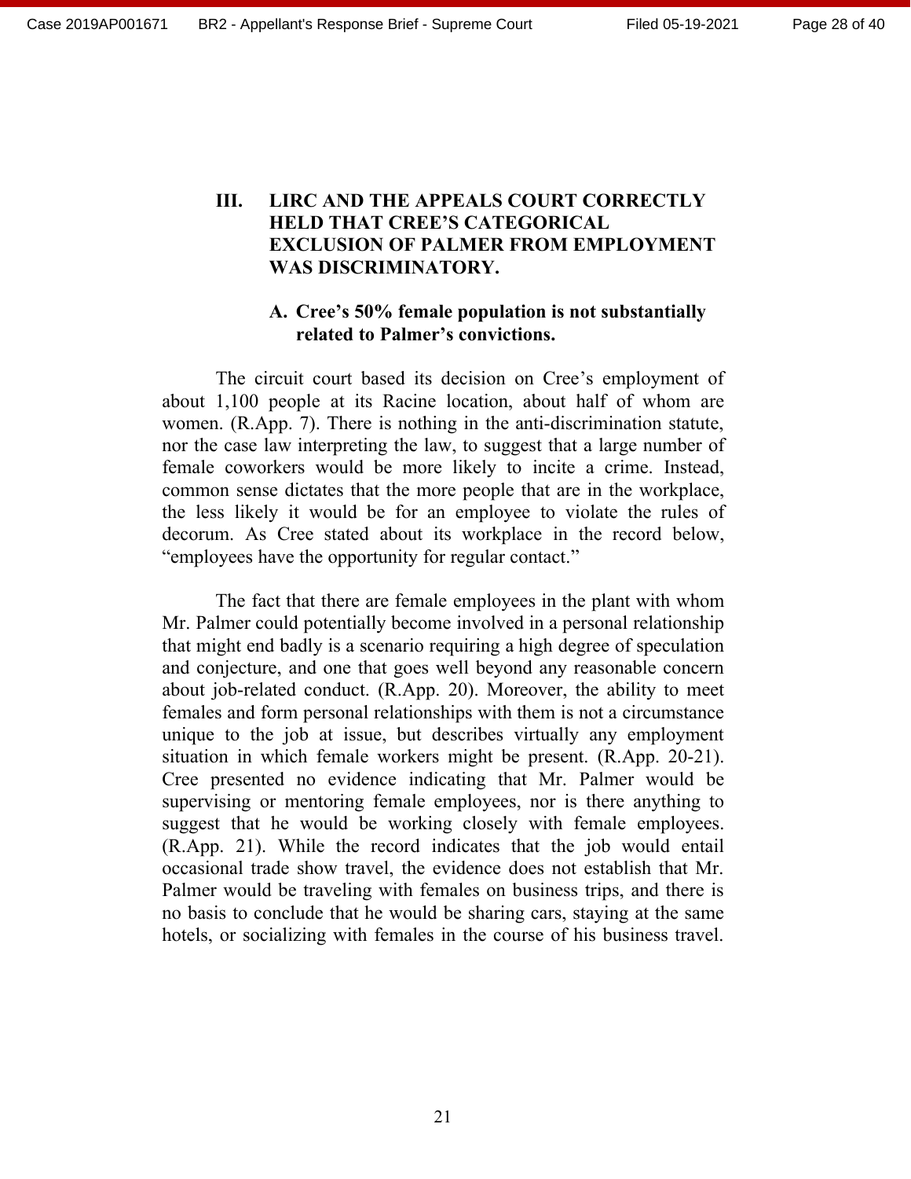## III. LIRC AND THE APPEALS COURT CORRECTLY HELD THAT CREE'S CATEGORICAL EXCLUSION OF PALMER FROM EMPLOYMENT WAS DISCRIMINATORY.

### A. Cree's 50% female population is not substantially related to Palmer's convictions.

The circuit court based its decision on Cree's employment of about 1,100 people at its Racine location, about half of whom are women. (R.App. 7). There is nothing in the anti-discrimination statute, nor the case law interpreting the law, to suggest that a large number of female coworkers would be more likely to incite a crime. Instead, common sense dictates that the more people that are in the workplace, the less likely it would be for an employee to violate the rules of decorum. As Cree stated about its workplace in the record below, "employees have the opportunity for regular contact."

The fact that there are female employees in the plant with whom Mr. Palmer could potentially become involved in a personal relationship that might end badly is a scenario requiring a high degree of speculation and conjecture, and one that goes well beyond any reasonable concern about job-related conduct. (R.App. 20). Moreover, the ability to meet females and form personal relationships with them is not a circumstance unique to the job at issue, but describes virtually any employment situation in which female workers might be present. (R.App. 20-21). Cree presented no evidence indicating that Mr. Palmer would be supervising or mentoring female employees, nor is there anything to suggest that he would be working closely with female employees. (R.App. 21). While the record indicates that the job would entail occasional trade show travel, the evidence does not establish that Mr. Palmer would be traveling with females on business trips, and there is no basis to conclude that he would be sharing cars, staying at the same hotels, or socializing with females in the course of his business travel.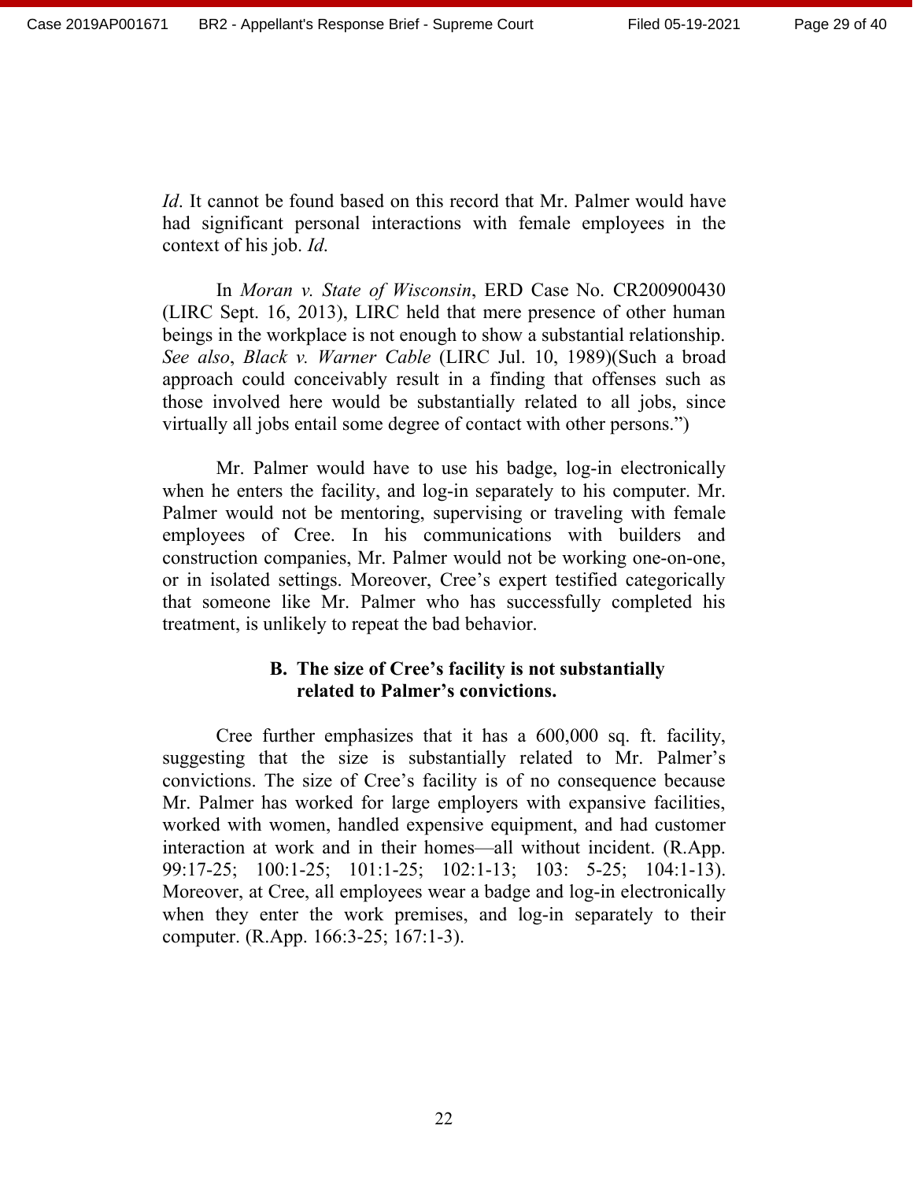*Id*. It cannot be found based on this record that Mr. Palmer would have had significant personal interactions with female employees in the context of his job. *Id.*

In *Moran v. State of Wisconsin*, ERD Case No. CR200900430 (LIRC Sept. 16, 2013), LIRC held that mere presence of other human beings in the workplace is not enough to show a substantial relationship. *See also*, *Black v. Warner Cable* (LIRC Jul. 10, 1989)(Such a broad approach could conceivably result in a finding that offenses such as those involved here would be substantially related to all jobs, since virtually all jobs entail some degree of contact with other persons.")

Mr. Palmer would have to use his badge, log-in electronically when he enters the facility, and log-in separately to his computer. Mr. Palmer would not be mentoring, supervising or traveling with female employees of Cree. In his communications with builders and construction companies, Mr. Palmer would not be working one-on-one, or in isolated settings. Moreover, Cree's expert testified categorically that someone like Mr. Palmer who has successfully completed his treatment, is unlikely to repeat the bad behavior.

### B. The size of Cree's facility is not substantially related to Palmer's convictions.

Cree further emphasizes that it has a 600,000 sq. ft. facility, suggesting that the size is substantially related to Mr. Palmer's convictions. The size of Cree's facility is of no consequence because Mr. Palmer has worked for large employers with expansive facilities, worked with women, handled expensive equipment, and had customer interaction at work and in their homes—all without incident. (R.App. 99:17-25; 100:1-25; 101:1-25; 102:1-13; 103: 5-25; 104:1-13). Moreover, at Cree, all employees wear a badge and log-in electronically when they enter the work premises, and log-in separately to their computer. (R.App. 166:3-25; 167:1-3).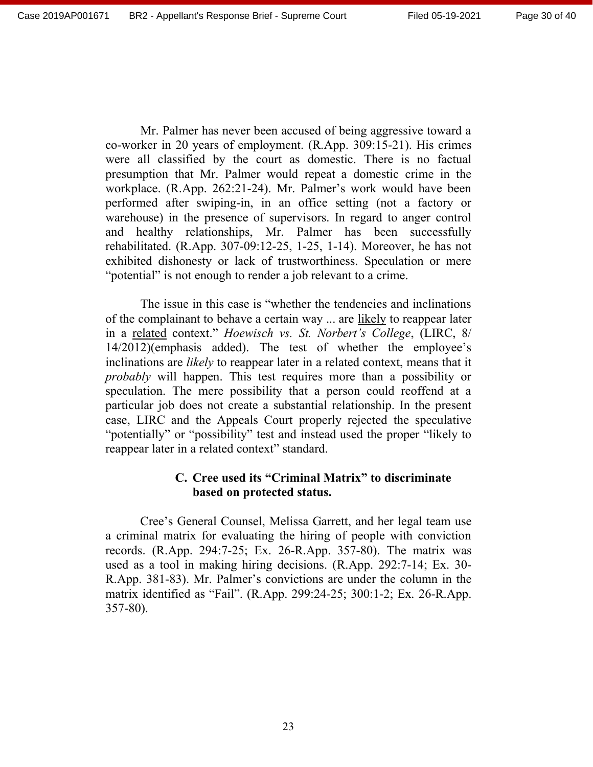Mr. Palmer has never been accused of being aggressive toward a co-worker in 20 years of employment. (R.App. 309:15-21). His crimes were all classified by the court as domestic. There is no factual presumption that Mr. Palmer would repeat a domestic crime in the workplace. (R.App. 262:21-24). Mr. Palmer's work would have been performed after swiping-in, in an office setting (not a factory or warehouse) in the presence of supervisors. In regard to anger control and healthy relationships, Mr. Palmer has been successfully rehabilitated. (R.App. 307-09:12-25, 1-25, 1-14). Moreover, he has not exhibited dishonesty or lack of trustworthiness. Speculation or mere "potential" is not enough to render a job relevant to a crime.

The issue in this case is "whether the tendencies and inclinations of the complainant to behave a certain way ... are <u>likely</u> to reappear later in a <u>related</u> context." *Hoewisch vs. St. Norbert's College*, (LIRC, 8/14/2012)(emphasis added). The test of whether the employee's inclinations are *likely* to reappear later in a related context, means that it *probably* will happen. This test requires more than a possibility or speculation. The mere possibility that a person could reoffend at a particular job does not create a substantial relationship. In the present case, LIRC and the Appeals Court properly rejected the speculative "potentially" or "possibility" test and instead used the proper "likely to reappear later in a related context" standard.

### C. Cree used its "Criminal Matrix" to discriminate based on protected status.

Cree's General Counsel, Melissa Garrett, and her legal team use a criminal matrix for evaluating the hiring of people with conviction records. (R.App. 294:7-25; Ex. 26-R.App. 357-80). The matrix was used as a tool in making hiring decisions. (R.App. 292:7-14; Ex. 30-R.App. 381-83). Mr. Palmer's convictions are under the column in the matrix identified as "Fail". (R.App. 299:24-25; 300:1-2; Ex. 26-R.App. 357-80).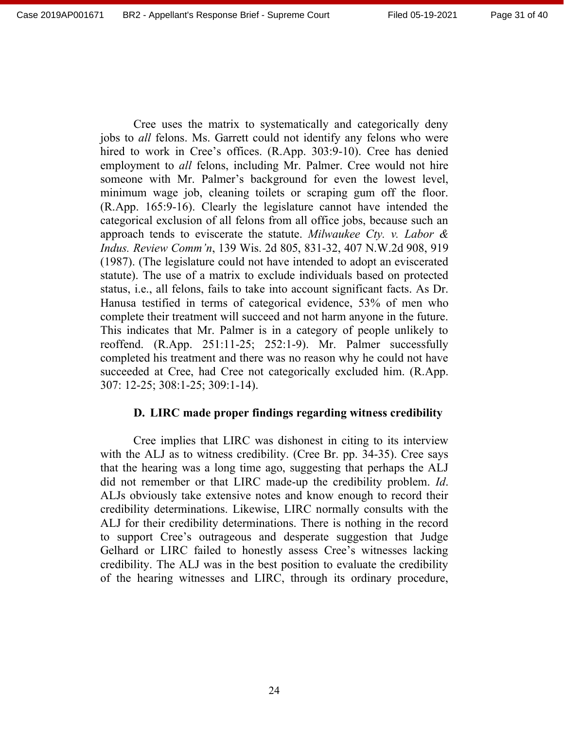Cree uses the matrix to systematically and categorically deny jobs to *all* felons. Ms. Garrett could not identify any felons who were hired to work in Cree's offices. (R.App. 303:9-10). Cree has denied employment to *all* felons, including Mr. Palmer. Cree would not hire someone with Mr. Palmer's background for even the lowest level, minimum wage job, cleaning toilets or scraping gum off the floor. (R.App. 165:9-16). Clearly the legislature cannot have intended the categorical exclusion of all felons from all office jobs, because such an approach tends to eviscerate the statute. *Milwaukee Cty. v. Labor & Indus. Review Comm'n*, 139 Wis. 2d 805, 831-32, 407 N.W.2d 908, 919 (1987). (The legislature could not have intended to adopt an eviscerated statute). The use of a matrix to exclude individuals based on protected status, i.e., all felons, fails to take into account significant facts. As Dr. Hanusa testified in terms of categorical evidence, 53% of men who complete their treatment will succeed and not harm anyone in the future. This indicates that Mr. Palmer is in a category of people unlikely to reoffend. (R.App. 251:11-25; 252:1-9). Mr. Palmer successfully completed his treatment and there was no reason why he could not have succeeded at Cree, had Cree not categorically excluded him. (R.App. 307: 12-25; 308:1-25; 309:1-14).

### D. LIRC made proper findings regarding witness credibility

Cree implies that LIRC was dishonest in citing to its interview with the ALJ as to witness credibility. (Cree Br. pp. 34-35). Cree says that the hearing was a long time ago, suggesting that perhaps the ALJ did not remember or that LIRC made-up the credibility problem. *Id*. ALJs obviously take extensive notes and know enough to record their credibility determinations. Likewise, LIRC normally consults with the ALJ for their credibility determinations. There is nothing in the record to support Cree's outrageous and desperate suggestion that Judge Gelhard or LIRC failed to honestly assess Cree's witnesses lacking credibility. The ALJ was in the best position to evaluate the credibility of the hearing witnesses and LIRC, through its ordinary procedure,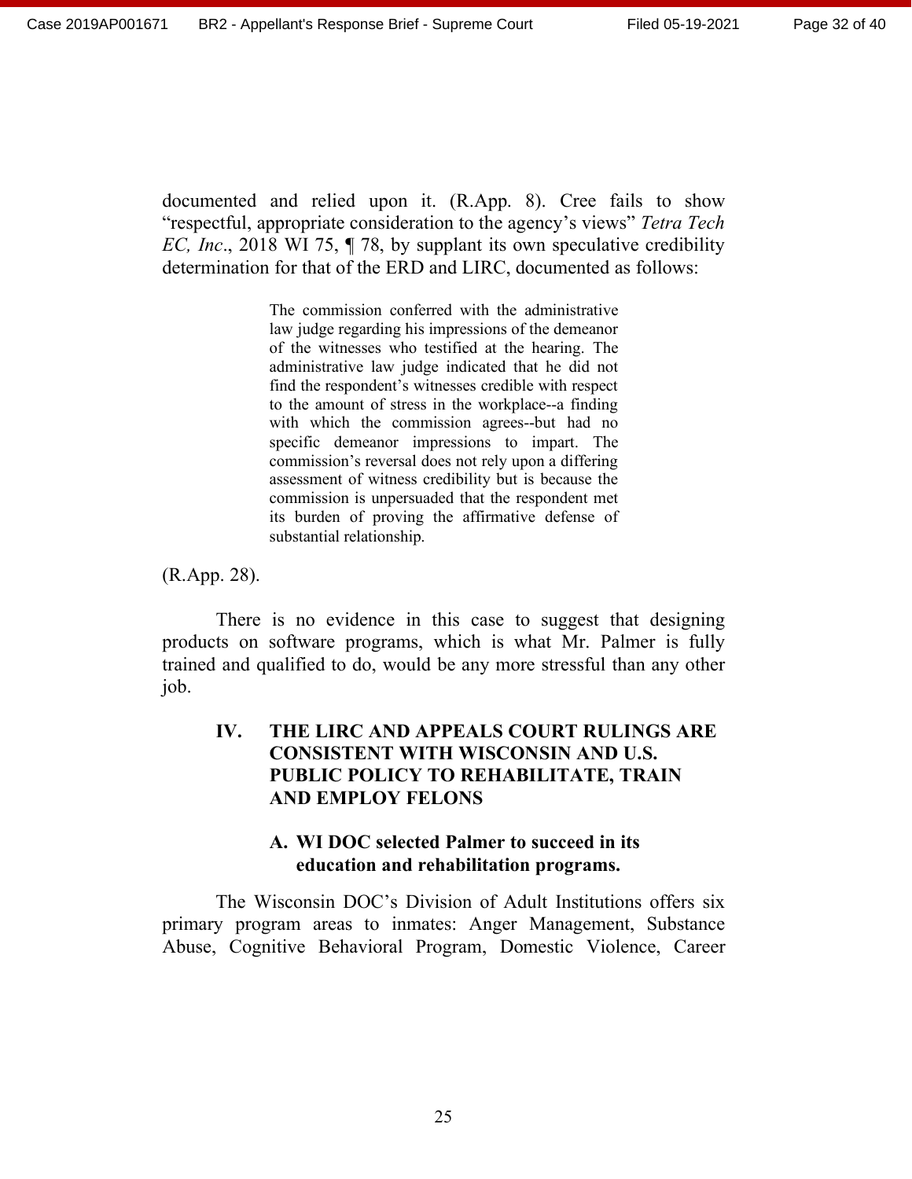documented and relied upon it. (R.App. 8). Cree fails to show "respectful, appropriate consideration to the agency's views" *Tetra Tech EC, Inc*., 2018 WI 75, ¶ 78, by supplant its own speculative credibility determination for that of the ERD and LIRC, documented as follows:

> The commission conferred with the administrative law judge regarding his impressions of the demeanor of the witnesses who testified at the hearing. The administrative law judge indicated that he did not find the respondent's witnesses credible with respect to the amount of stress in the workplace--a finding with which the commission agrees--but had no specific demeanor impressions to impart. The commission's reversal does not rely upon a differing assessment of witness credibility but is because the commission is unpersuaded that the respondent met its burden of proving the affirmative defense of substantial relationship.

(R.App. 28).

There is no evidence in this case to suggest that designing products on software programs, which is what Mr. Palmer is fully trained and qualified to do, would be any more stressful than any other job.

## IV. THE LIRC AND APPEALS COURT RULINGS ARE CONSISTENT WITH WISCONSIN AND U.S. PUBLIC POLICY TO REHABILITATE, TRAIN AND EMPLOY FELONS

### A. WI DOC selected Palmer to succeed in its education and rehabilitation programs.

The Wisconsin DOC's Division of Adult Institutions offers six primary program areas to inmates: Anger Management, Substance Abuse, Cognitive Behavioral Program, Domestic Violence, Career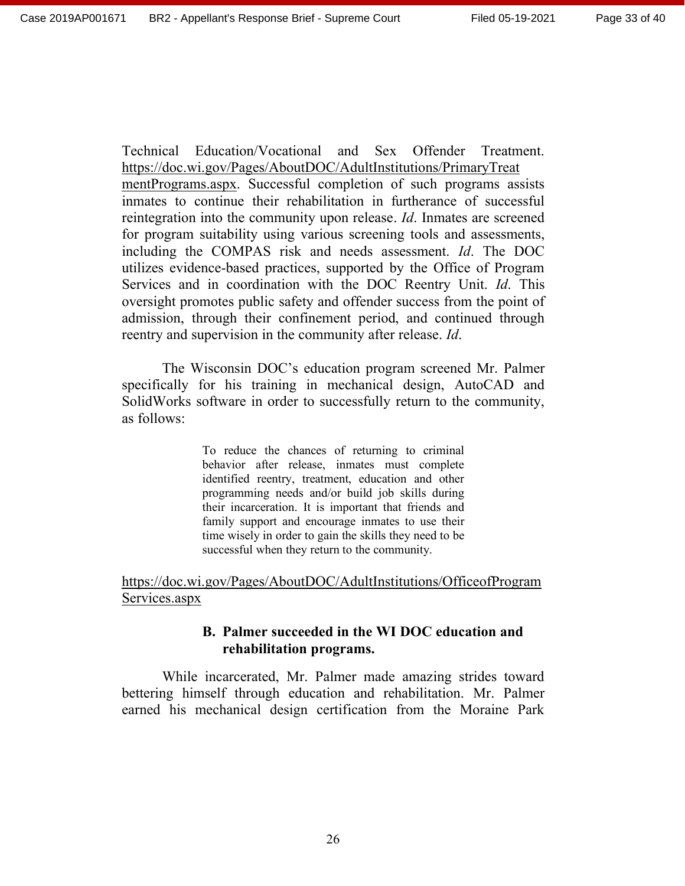Technical Education/Vocational and Sex Offender Treatment. https://doc.wi.gov/Pages/AboutDOC/AdultInstitutions/PrimaryTreatmentPrograms.aspx. Successful completion of such programs assists inmates to continue their rehabilitation in furtherance of successful reintegration into the community upon release. *Id*. Inmates are screened for program suitability using various screening tools and assessments, including the COMPAS risk and needs assessment. *Id*. The DOC utilizes evidence-based practices, supported by the Office of Program Services and in coordination with the DOC Reentry Unit. *Id*. This oversight promotes public safety and offender success from the point of admission, through their confinement period, and continued through reentry and supervision in the community after release. *Id*.

The Wisconsin DOC's education program screened Mr. Palmer specifically for his training in mechanical design, AutoCAD and SolidWorks software in order to successfully return to the community, as follows:

> To reduce the chances of returning to criminal behavior after release, inmates must complete identified reentry, treatment, education and other programming needs and/or build job skills during their incarceration. It is important that friends and family support and encourage inmates to use their time wisely in order to gain the skills they need to be successful when they return to the community.

https://doc.wi.gov/Pages/AboutDOC/AdultInstitutions/OfficeofProgramServices.aspx

### B. Palmer succeeded in the WI DOC education and rehabilitation programs.

While incarcerated, Mr. Palmer made amazing strides toward bettering himself through education and rehabilitation. Mr. Palmer earned his mechanical design certification from the Moraine Park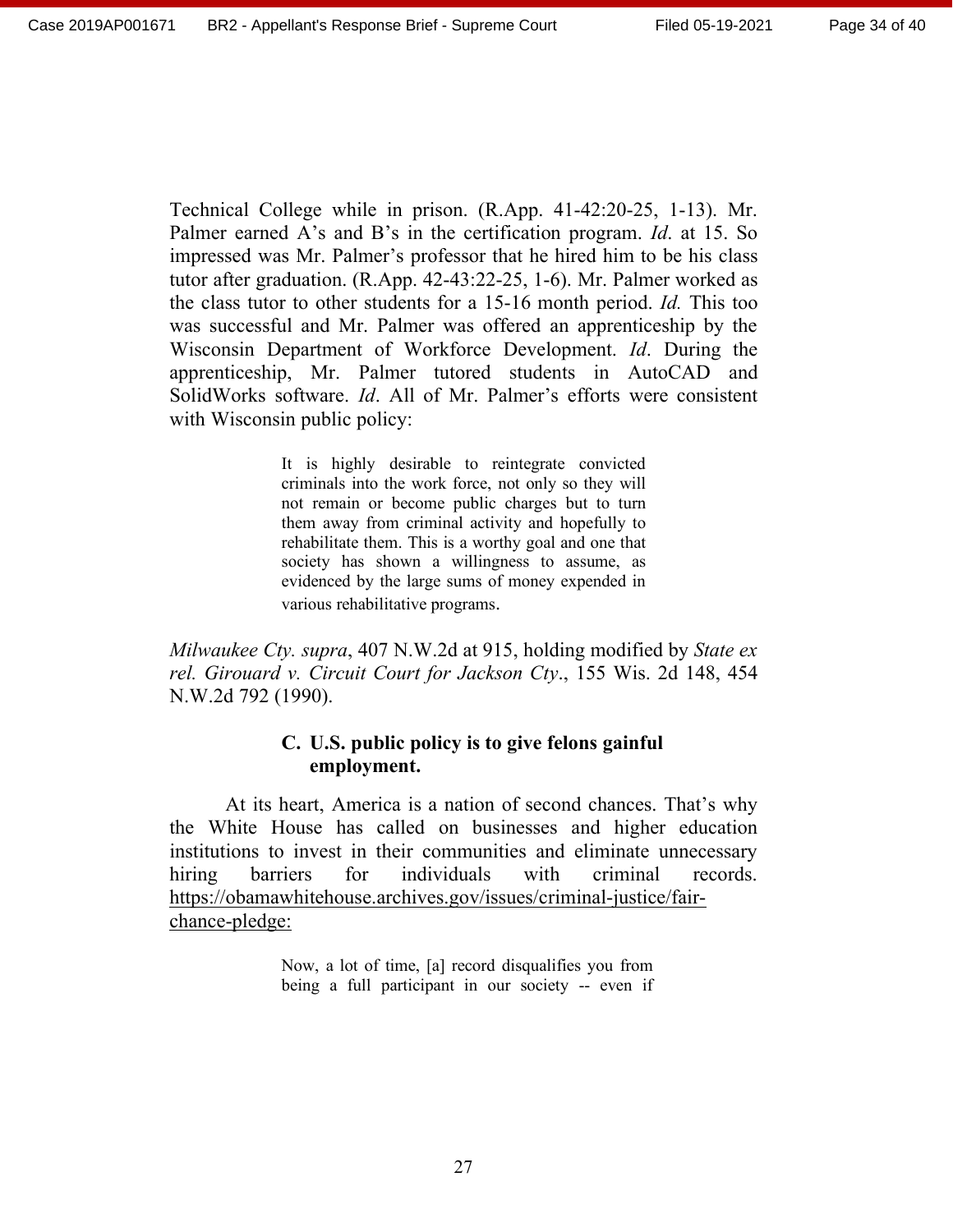Technical College while in prison. (R.App. 41-42:20-25, 1-13). Mr. Palmer earned A's and B's in the certification program. *Id*. at 15. So impressed was Mr. Palmer's professor that he hired him to be his class tutor after graduation. (R.App. 42-43:22-25, 1-6). Mr. Palmer worked as the class tutor to other students for a 15-16 month period. *Id.* This too was successful and Mr. Palmer was offered an apprenticeship by the Wisconsin Department of Workforce Development. *Id*. During the apprenticeship, Mr. Palmer tutored students in AutoCAD and SolidWorks software. *Id*. All of Mr. Palmer's efforts were consistent with Wisconsin public policy:

> It is highly desirable to reintegrate convicted criminals into the work force, not only so they will not remain or become public charges but to turn them away from criminal activity and hopefully to rehabilitate them. This is a worthy goal and one that society has shown a willingness to assume, as evidenced by the large sums of money expended in various rehabilitative programs.

*Milwaukee Cty. supra*, 407 N.W.2d at 915, holding modified by *State ex rel. Girouard v. Circuit Court for Jackson Cty*., 155 Wis. 2d 148, 454 N.W.2d 792 (1990).

### C. U.S. public policy is to give felons gainful employment.

At its heart, America is a nation of second chances. That's why the White House has called on businesses and higher education institutions to invest in their communities and eliminate unnecessary hiring barriers for individuals with criminal records. https://obamawhitehouse.archives.gov/issues/criminal-justice/fair-chance-pledge:

> Now, a lot of time, [a] record disqualifies you from being a full participant in our society -- even if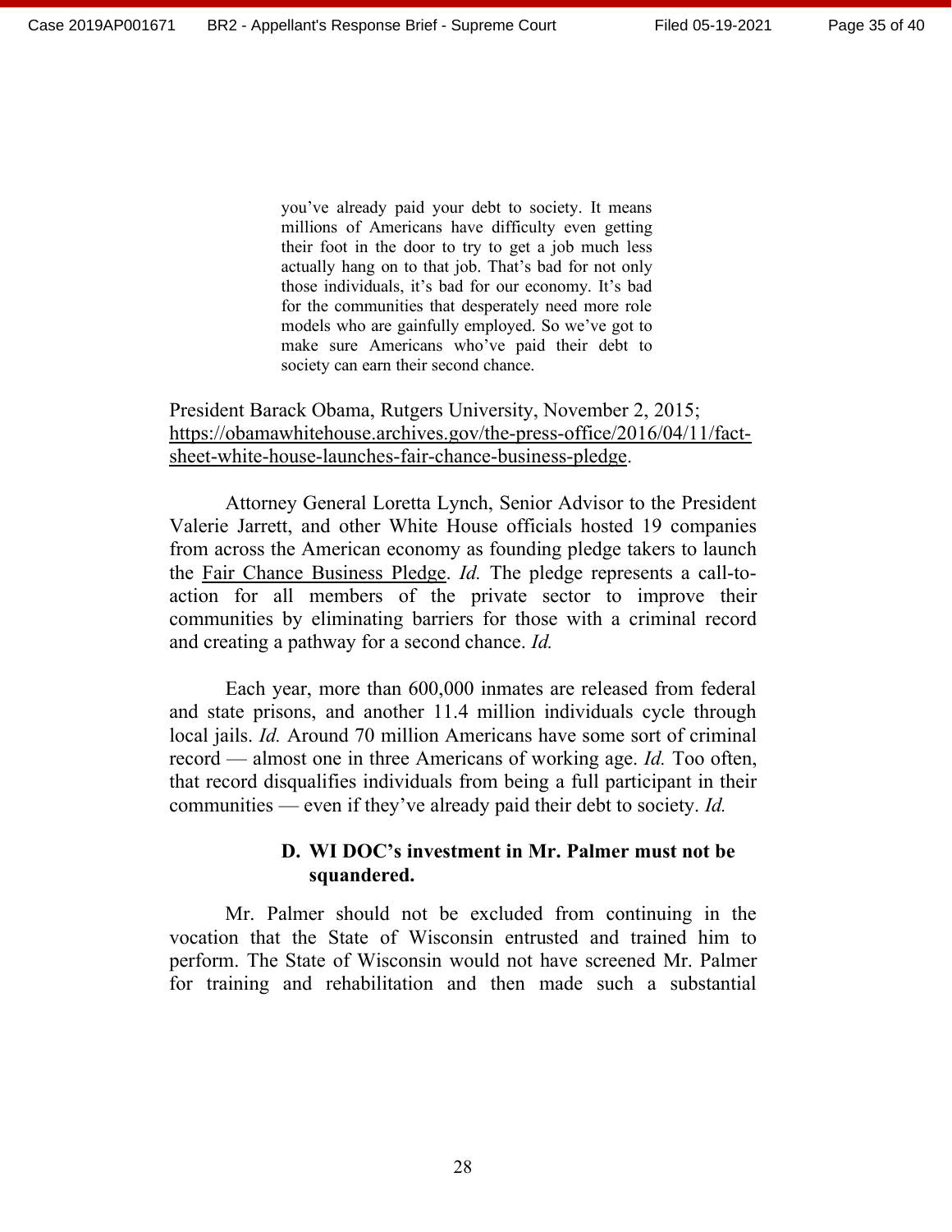> you've already paid your debt to society. It means millions of Americans have difficulty even getting their foot in the door to try to get a job much less actually hang on to that job. That's bad for not only those individuals, it's bad for our economy. It's bad for the communities that desperately need more role models who are gainfully employed. So we've got to make sure Americans who've paid their debt to society can earn their second chance.

President Barack Obama, Rutgers University, November 2, 2015; https://obamawhitehouse.archives.gov/the-press-office/2016/04/11/fact-sheet-white-house-launches-fair-chance-business-pledge.

Attorney General Loretta Lynch, Senior Advisor to the President Valerie Jarrett, and other White House officials hosted 19 companies from across the American economy as founding pledge takers to launch the Fair Chance Business Pledge. *Id.* The pledge represents a call-to-action for all members of the private sector to improve their communities by eliminating barriers for those with a criminal record and creating a pathway for a second chance. *Id.*

Each year, more than 600,000 inmates are released from federal and state prisons, and another 11.4 million individuals cycle through local jails. *Id.* Around 70 million Americans have some sort of criminal record — almost one in three Americans of working age. *Id.* Too often, that record disqualifies individuals from being a full participant in their communities — even if they've already paid their debt to society. *Id.*

### D. WI DOC's investment in Mr. Palmer must not be squandered.

Mr. Palmer should not be excluded from continuing in the vocation that the State of Wisconsin entrusted and trained him to perform. The State of Wisconsin would not have screened Mr. Palmer for training and rehabilitation and then made such a substantial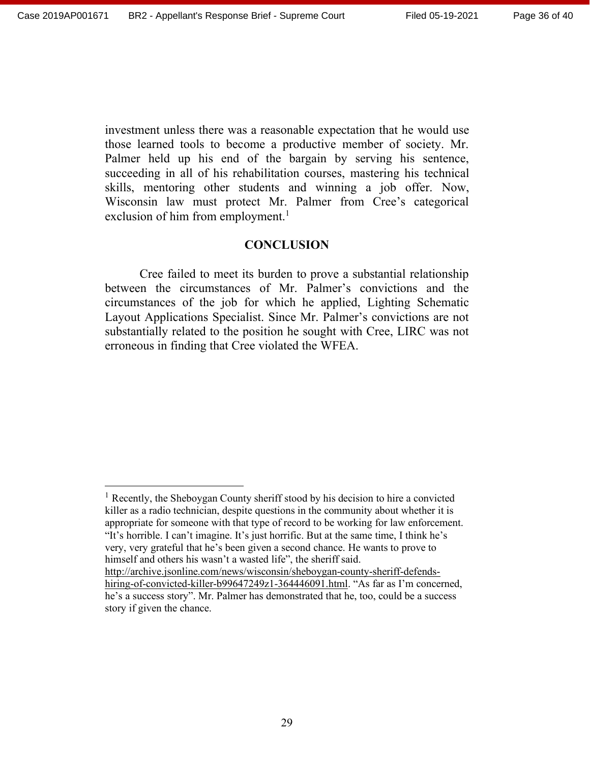investment unless there was a reasonable expectation that he would use those learned tools to become a productive member of society. Mr. Palmer held up his end of the bargain by serving his sentence, succeeding in all of his rehabilitation courses, mastering his technical skills, mentoring other students and winning a job offer. Now, Wisconsin law must protect Mr. Palmer from Cree's categorical exclusion of him from employment.[1]

## CONCLUSION

Cree failed to meet its burden to prove a substantial relationship between the circumstances of Mr. Palmer's convictions and the circumstances of the job for which he applied, Lighting Schematic Layout Applications Specialist. Since Mr. Palmer's convictions are not substantially related to the position he sought with Cree, LIRC was not erroneous in finding that Cree violated the WFEA.

---

[1] Recently, the Sheboygan County sheriff stood by his decision to hire a convicted killer as a radio technician, despite questions in the community about whether it is appropriate for someone with that type of record to be working for law enforcement. "It's horrible. I can't imagine. It's just horrific. But at the same time, I think he's very, very grateful that he's been given a second chance. He wants to prove to himself and others his wasn't a wasted life", the sheriff said. http://archive.jsonline.com/news/wisconsin/sheboygan-county-sheriff-defends-hiring-of-convicted-killer-b99647249z1-364446091.html. "As far as I'm concerned, he's a success story". Mr. Palmer has demonstrated that he, too, could be a success story if given the chance.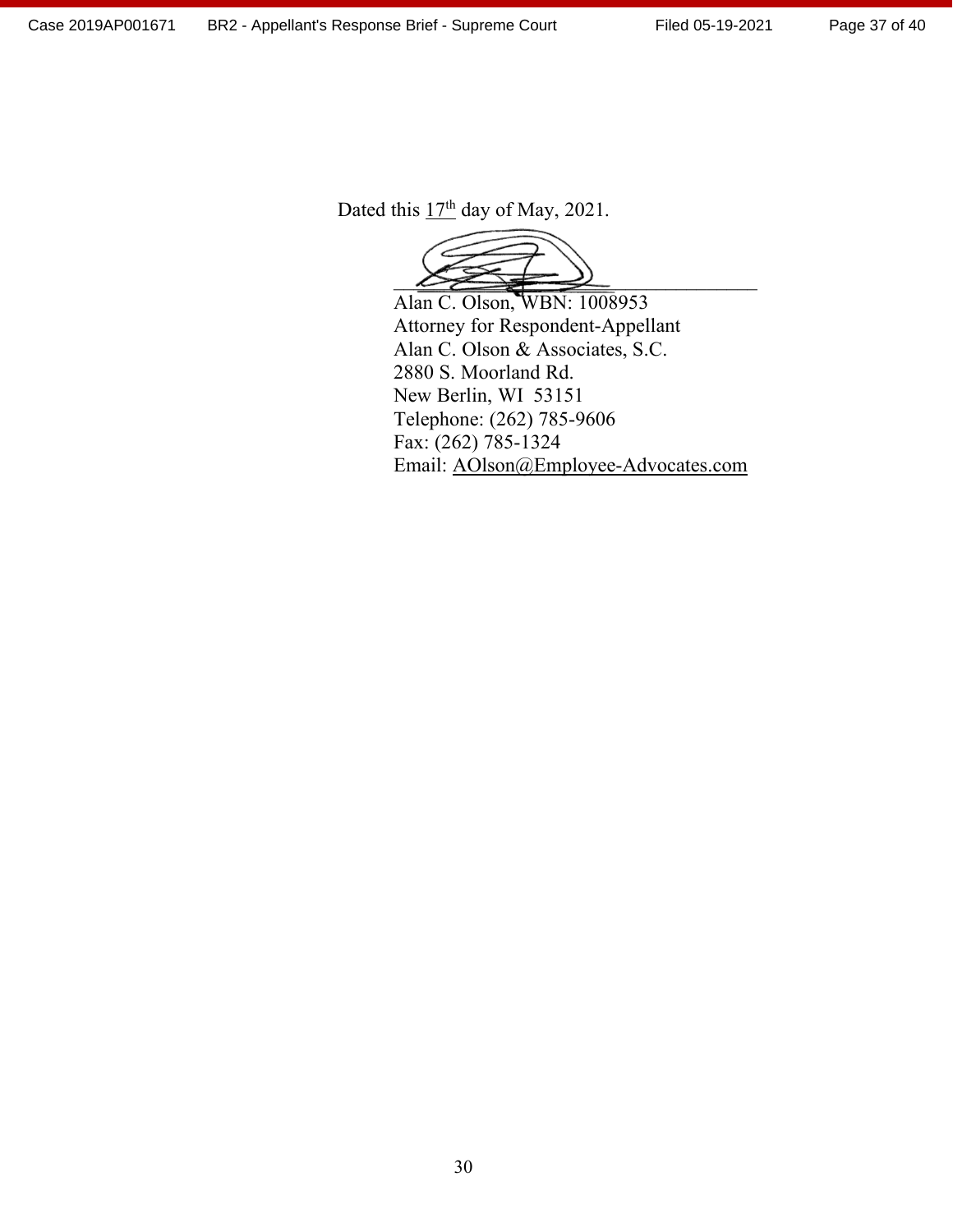Dated this 17th day of May, 2021.

\_\_\_\_\_\_\_\_\_\_\_\_\_\_\_\_\_\_\_\_\_\_\_\_\_\_\_\_\_\_\_\_\_\_\_\_

Alan C. Olson, WBN: 1008953
Attorney for Respondent-Appellant
Alan C. Olson & Associates, S.C.
2880 S. Moorland Rd.
New Berlin, WI 53151
Telephone: (262) 785-9606
Fax: (262) 785-1324
Email: AOlson@Employee-Advocates.com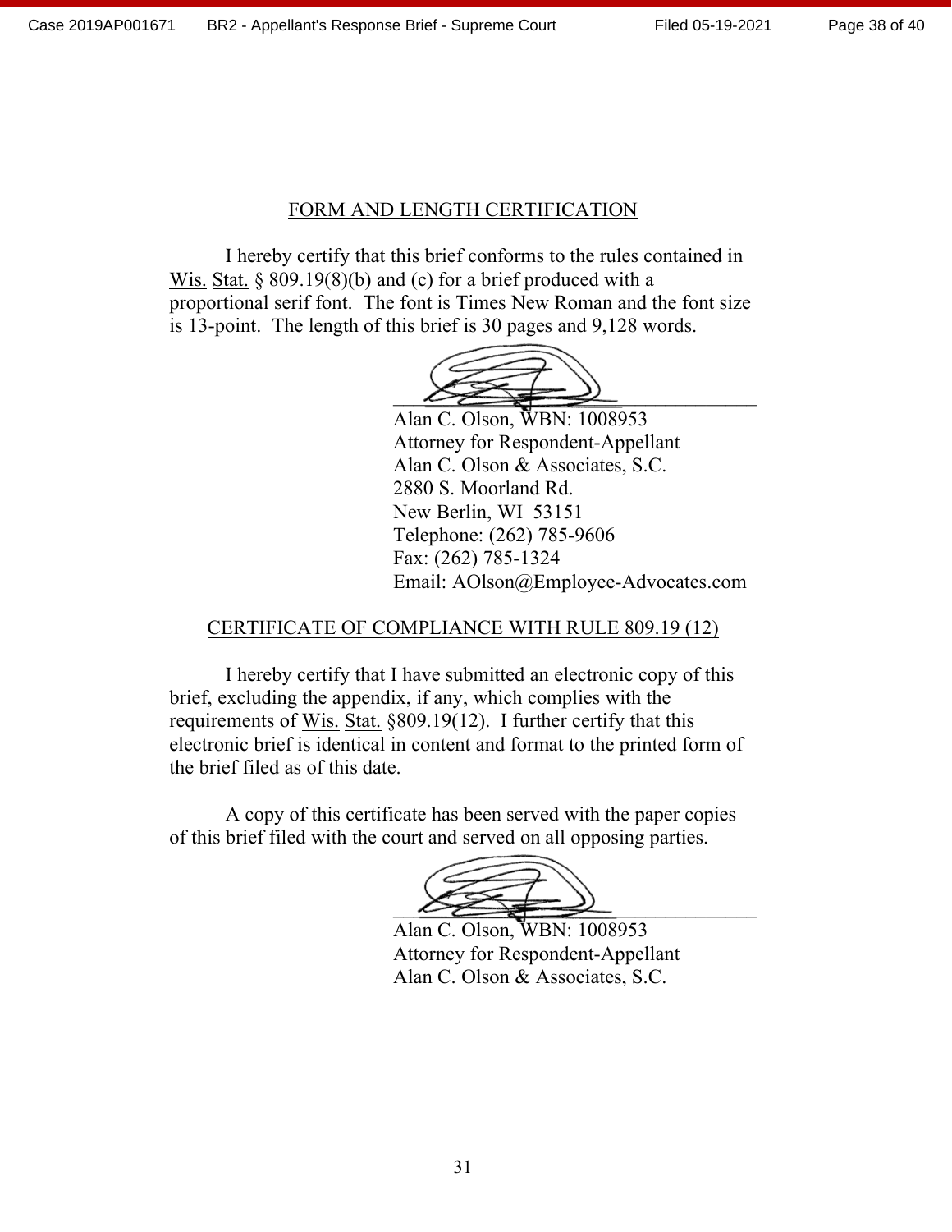## FORM AND LENGTH CERTIFICATION

I hereby certify that this brief conforms to the rules contained in Wis. Stat. § 809.19(8)(b) and (c) for a brief produced with a proportional serif font. The font is Times New Roman and the font size is 13-point. The length of this brief is 30 pages and 9,128 words.

Alan C. Olson, WBN: 1008953
Attorney for Respondent-Appellant
Alan C. Olson & Associates, S.C.
2880 S. Moorland Rd.
New Berlin, WI 53151
Telephone: (262) 785-9606
Fax: (262) 785-1324
Email: AOlson@Employee-Advocates.com

## CERTIFICATE OF COMPLIANCE WITH RULE 809.19 (12)

I hereby certify that I have submitted an electronic copy of this brief, excluding the appendix, if any, which complies with the requirements of Wis. Stat. §809.19(12). I further certify that this electronic brief is identical in content and format to the printed form of the brief filed as of this date.

A copy of this certificate has been served with the paper copies of this brief filed with the court and served on all opposing parties.

Alan C. Olson, WBN: 1008953
Attorney for Respondent-Appellant
Alan C. Olson & Associates, S.C.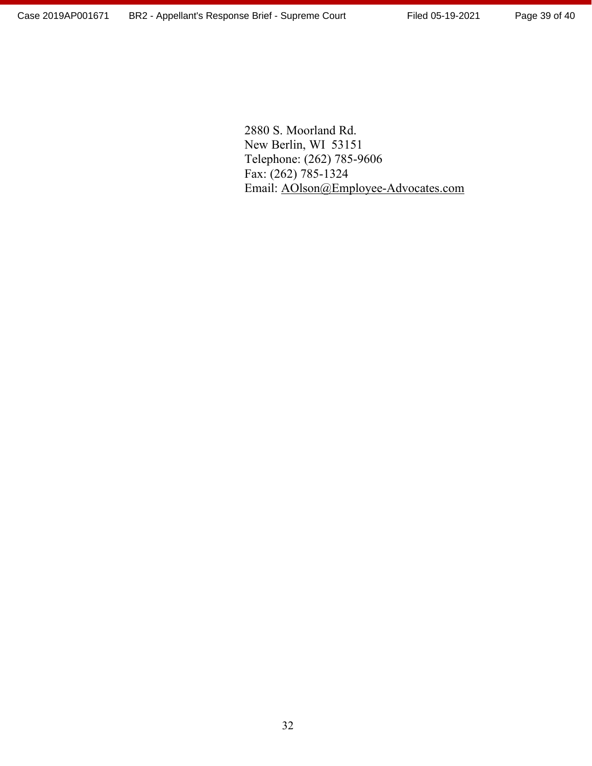2880 S. Moorland Rd.  
New Berlin, WI 53151  
Telephone: (262) 785-9606  
Fax: (262) 785-1324  
Email: AOlson@Employee-Advocates.com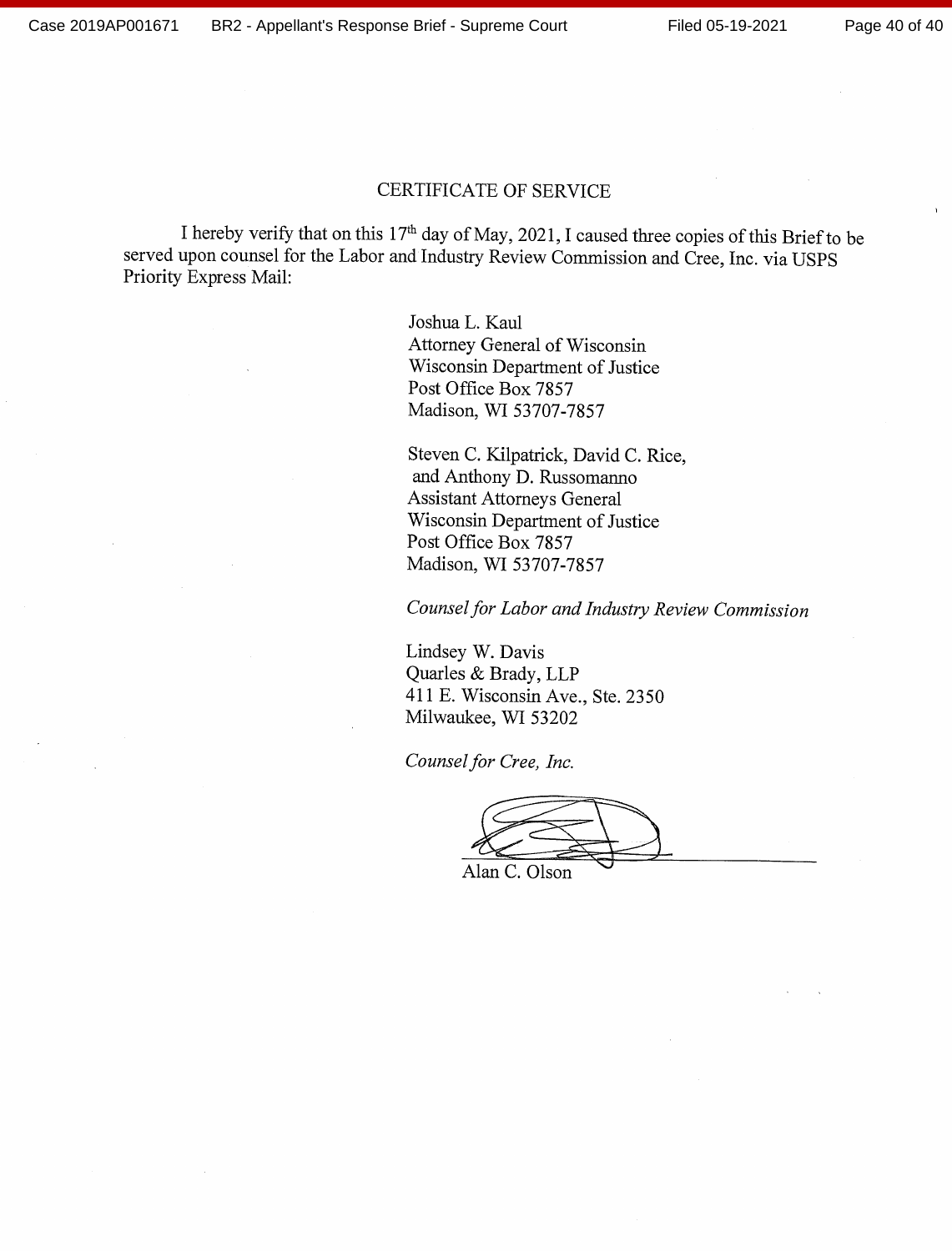# CERTIFICATE OF SERVICE

I hereby verify that on this 17th day of May, 2021, I caused three copies of this Brief to be served upon counsel for the Labor and Industry Review Commission and Cree, Inc. via USPS Priority Express Mail:

Joshua L. Kaul
Attorney General of Wisconsin
Wisconsin Department of Justice
Post Office Box 7857
Madison, WI 53707-7857

Steven C. Kilpatrick, David C. Rice,
and Anthony D. Russomanno
Assistant Attorneys General
Wisconsin Department of Justice
Post Office Box 7857
Madison, WI 53707-7857

*Counsel for Labor and Industry Review Commission*

Lindsey W. Davis
Quarles & Brady, LLP
411 E. Wisconsin Ave., Ste. 2350
Milwaukee, WI 53202

*Counsel for Cree, Inc.*

Alan C. Olson